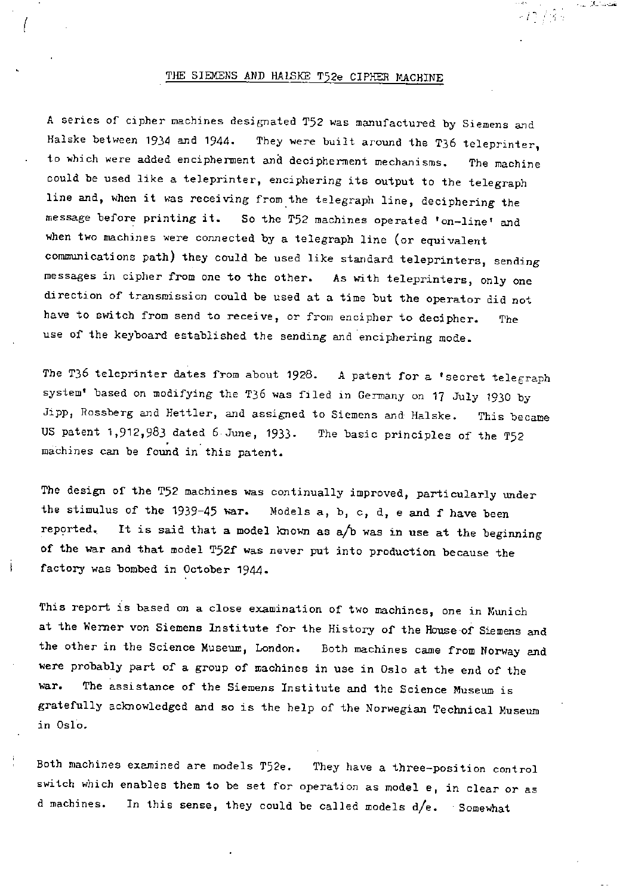# THE SIEMENS AND HALSKE T52e CIPHER MACHINE

A series of cipher machines designated T52 was manufactured by Siemens and Halske between 1934 and 1944. They were built around the T36 teleprinter, to which were added encipherment and decipherment mechanisms. The machine could be used like a teleprinter, enciphering its output to the telegraph line and, when it was receiving from the telegraph line, deciphering the message before printing it. So the T52 machines operated 'on-line' and when two machines were connected by a telegraph line (or equivalent communications path) they could be used like standard teleprinters, sending messages in cipher from one to the other. As with teleprinters, only one direction of transmission could be used at a time but the operator did not have to switch from send to receive, or from encipher to decipher. The use of the keyboard established the sending and enciphering mode.

The T36 teleprinter dates from about 1928. A patent for a 'secret telegraph system' based on modifying the T36 was filed in Germany on 17 July 1930 by Jipp, Rossberg and Hettler, and assigned to Siemens and Halske. This became US patent 1,912,983 dated 6 June, 1933. The basic principles of the T52 machines can be found in this patent.

The design of the T52 machines was continually improved, particularly under the stimulus of the 1939-45 war. Models a, b, c, d, e and f have been reported. It is said that a model known as a/b was in use at the beginning of the war and that model T52f was never put into production because the factory was bombed in October 1944.

This report is based on a close examination of two machines, one in Munich at the Werner von Siemens Institute for the History of the House of Siemens and the other in the Science Museum, London. Both machines came from Norway and were probably part of a group of machines in use in Oslo at the end of the war. The assistance of the Siemens Institute and the Science Museum is gratefully acknowledged and so is the help of the Norwegian Technical Museum in Oslo.

Both machines examined are models T52e. They have a three-position control switch which enables them to be set for operation as model e, in clear or as d machines. In this sense, they could be called models d/e. Somewhat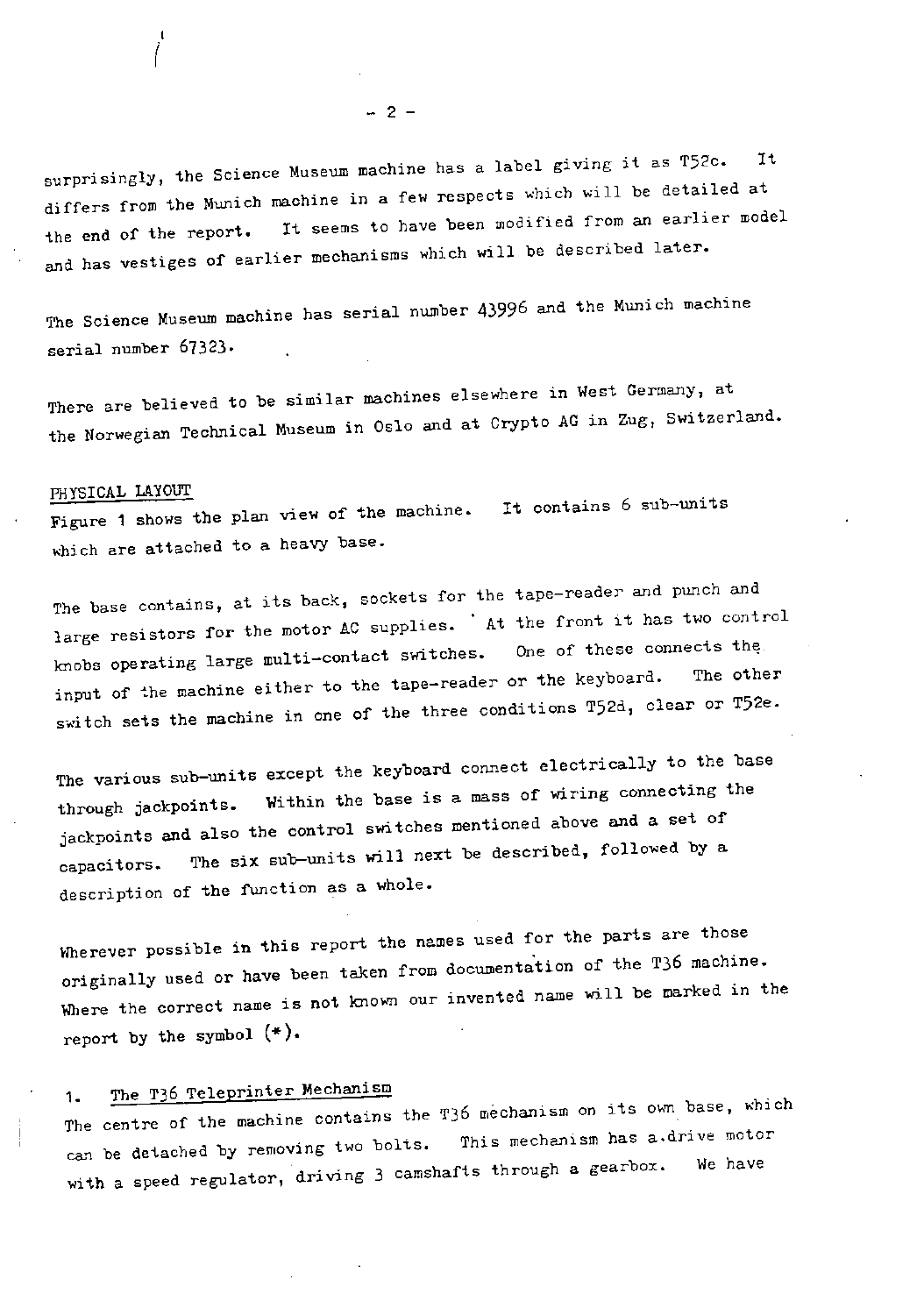surprisingly, the Science Museum machine has a label giving it as T52c. It differs from the Munich machine in a few respects which will be detailed at the end of the report. It seems to have been modified from an earlier model and has vestiges of earlier mechanisms which will be described later.

The Science Museum machine has serial number 43996 and the Munich machine serial number 67323.

There are believed to be similar machines elsewhere in West Germany, at the Norwegian Technical Museum in Oslo and at Crypto AG in Zug, Switzerland.

## PHYSICAL LAYOUT

Figure 1 shows the plan view of the machine. It contains 6 sub-units which are attached to a heavy base.

The base contains, at its back, sockets for the tape-reader and punch and large resistors for the motor AC supplies. At the front it has two control knobs operating large multi-contact switches. One of these connects the input of the machine either to the tape-reader or the keyboard. The other switch sets the machine in one of the three conditions T52d, clear or T52e.

The various sub-units except the keyboard connect electrically to the base through jackpoints. Within the base is a mass of wiring connecting the jackpoints and also the control switches mentioned above and a set of capacitors. The six sub-units will next be described, followed by a description of the function as a whole.

Wherever possible in this report the names used for the parts are those originally used or have been taken from documentation of the T36 machine. Where the correct name is not known our invented name will be marked in the report by the symbol (*).

### 1. The T36 Teleprinter Mechanism

The centre of the machine contains the T36 mechanism on its own base, which can be detached by removing two bolts. This mechanism has a drive motor with a speed regulator, driving 3 camshafts through a gearbox. We have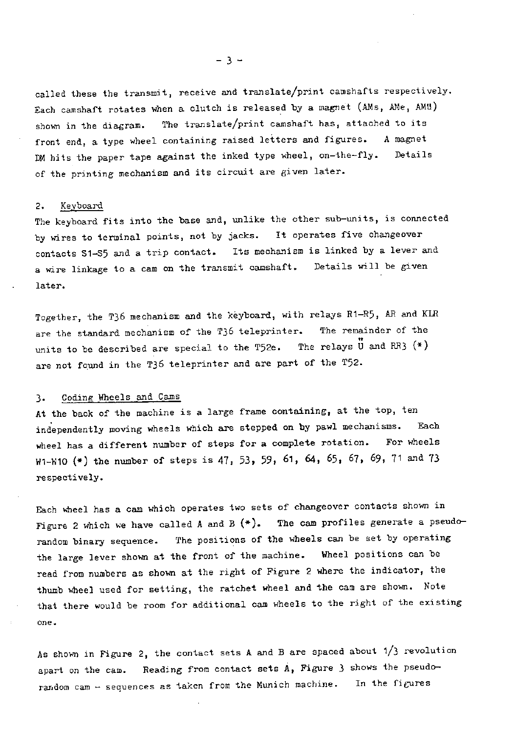called these the transmit, receive and translate/print camshafts respectively. Each camshaft rotates when a clutch is released by a magnet (AMs, AMe, AMü) shown in the diagram. The translate/print camshaft has, attached to its front end, a type wheel containing raised letters and figures. A magnet DM hits the paper tape against the inked type wheel, on-the-fly. Details of the printing mechanism and its circuit are given later.

## 2. Keyboard

The keyboard fits into the base and, unlike the other sub-units, is connected by wires to terminal points, not by jacks. It operates five changeover contacts S1-S5 and a trip contact. Its mechanism is linked by a lever and a wire linkage to a cam on the transmit camshaft. Details will be given later.

Together, the T36 mechanism and the keyboard, with relays R1-R5, AR and KLR are the standard mechanism of the T36 teleprinter. The remainder of the units to be described are special to the T52e. The relays Ü and RR3 (*) are not found in the T36 teleprinter and are part of the T52.

## 3. Coding Wheels and Cams

At the back of the machine is a large frame containing, at the top, ten independently moving wheels which are stepped on by pawl mechanisms. Each wheel has a different number of steps for a complete rotation. For wheels W1-W10 (*) the number of steps is 47, 53, 59, 61, 64, 65, 67, 69, 71 and 73 respectively.

Each wheel has a cam which operates two sets of changeover contacts shown in Figure 2 which we have called A and B (*). The cam profiles generate a pseudo-random binary sequence. The positions of the wheels can be set by operating the large lever shown at the front of the machine. Wheel positions can be read from numbers as shown at the right of Figure 2 where the indicator, the thumb wheel used for setting, the ratchet wheel and the cam are shown. Note that there would be room for additional cam wheels to the right of the existing one.

As shown in Figure 2, the contact sets A and B are spaced about 1/3 revolution apart on the cam. Reading from contact sets A, Figure 3 shows the pseudo-random cam - sequences as taken from the Munich machine. In the figures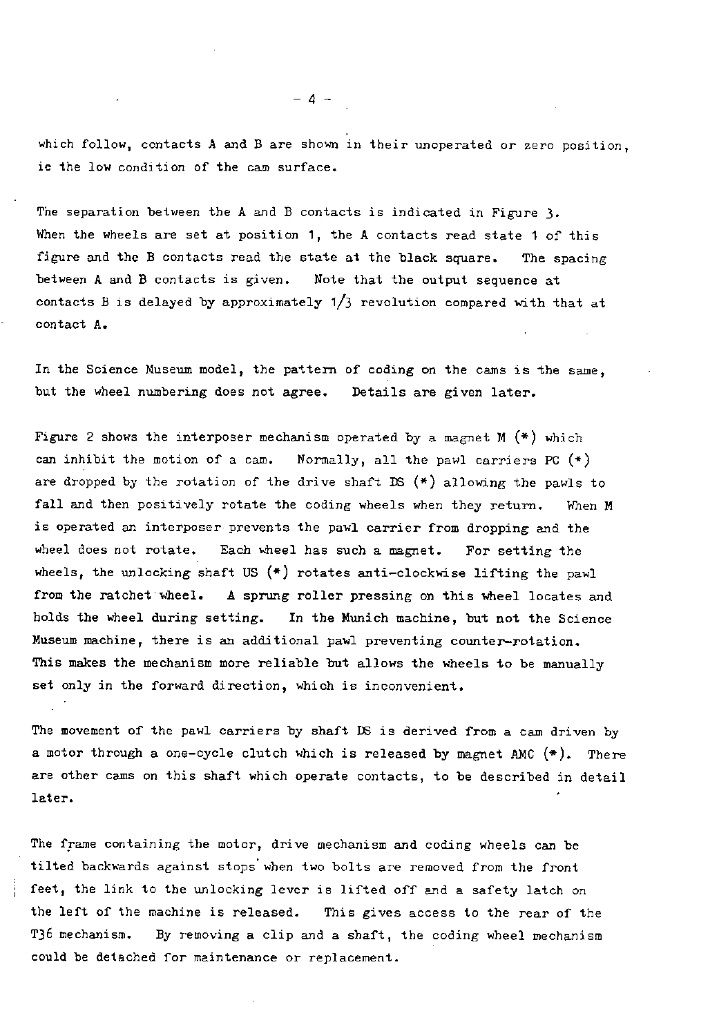which follow, contacts A and B are shown in their unoperated or zero position, ie the low condition of the cam surface.

The separation between the A and B contacts is indicated in Figure 3. When the wheels are set at position 1, the A contacts read state 1 of this figure and the B contacts read the state at the black square. The spacing between A and B contacts is given. Note that the output sequence at contacts B is delayed by approximately 1/3 revolution compared with that at contact A.

In the Science Museum model, the pattern of coding on the cams is the same, but the wheel numbering does not agree. Details are given later.

Figure 2 shows the interposer mechanism operated by a magnet M (*) which can inhibit the motion of a cam. Normally, all the pawl carriers PC (*) are dropped by the rotation of the drive shaft DS (*) allowing the pawls to fall and then positively rotate the coding wheels when they return. When M is operated an interposer prevents the pawl carrier from dropping and the wheel does not rotate. Each wheel has such a magnet. For setting the wheels, the unlocking shaft US (*) rotates anti-clockwise lifting the pawl from the ratchet wheel. A sprung roller pressing on this wheel locates and holds the wheel during setting. In the Munich machine, but not the Science Museum machine, there is an additional pawl preventing counter-rotation. This makes the mechanism more reliable but allows the wheels to be manually set only in the forward direction, which is inconvenient.

The movement of the pawl carriers by shaft DS is derived from a cam driven by a motor through a one-cycle clutch which is released by magnet AMC (*). There are other cams on this shaft which operate contacts, to be described in detail later.

The frame containing the motor, drive mechanism and coding wheels can be tilted backwards against stops when two bolts are removed from the front feet, the link to the unlocking lever is lifted off and a safety latch on the left of the machine is released. This gives access to the rear of the T36 mechanism. By removing a clip and a shaft, the coding wheel mechanism could be detached for maintenance or replacement.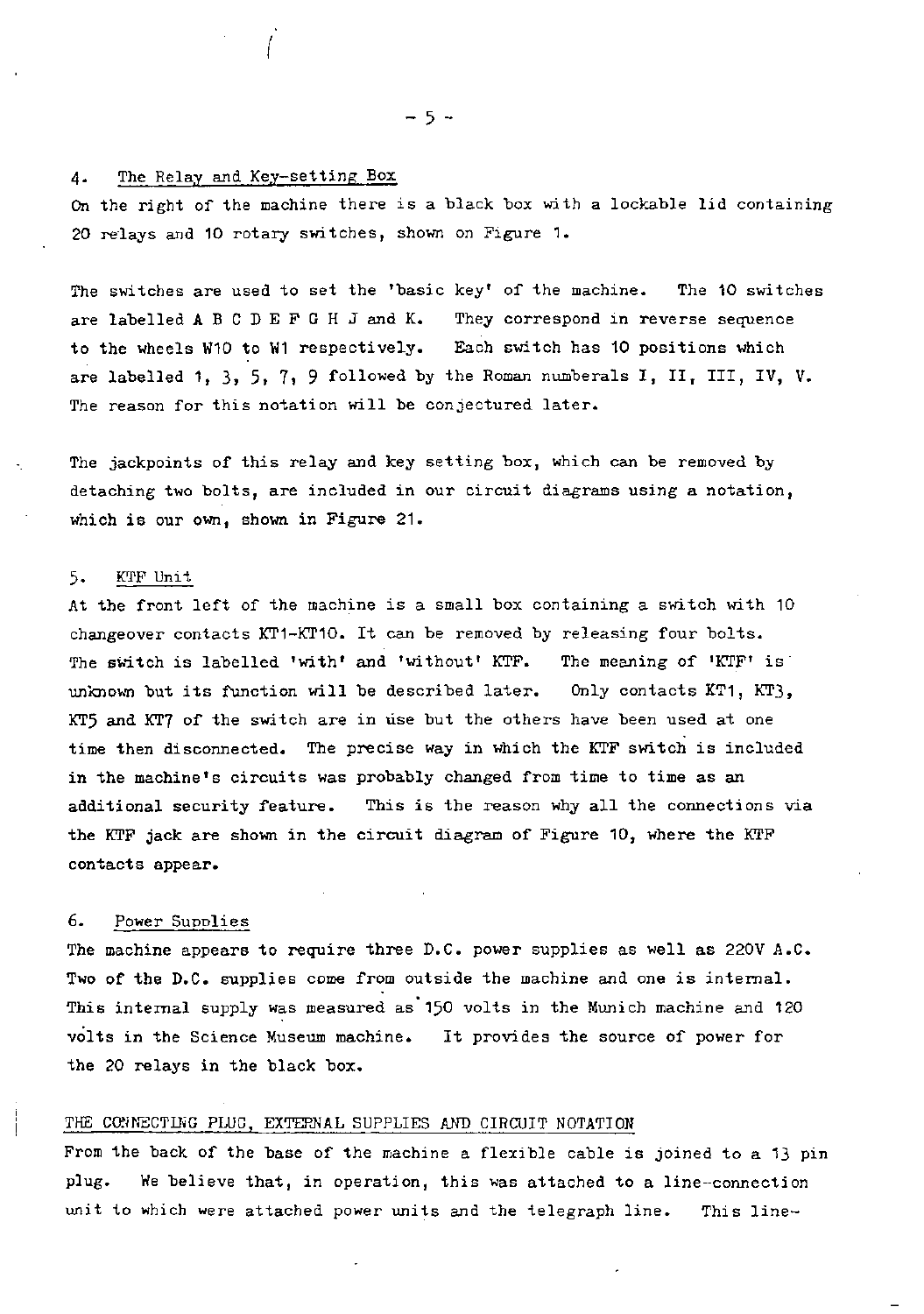## 4. The Relay and Key-setting Box

On the right of the machine there is a black box with a lockable lid containing 20 relays and 10 rotary switches, shown on Figure 1.

The switches are used to set the 'basic key' of the machine. The 10 switches are labelled A B C D E F G H J and K. They correspond in reverse sequence to the wheels W10 to W1 respectively. Each switch has 10 positions which are labelled 1, 3, 5, 7, 9 followed by the Roman numberals I, II, III, IV, V. The reason for this notation will be conjectured later.

The jackpoints of this relay and key setting box, which can be removed by detaching two bolts, are included in our circuit diagrams using a notation, which is our own, shown in Figure 21.

## 5. KTF Unit

At the front left of the machine is a small box containing a switch with 10 changeover contacts KT1-KT10. It can be removed by releasing four bolts. The switch is labelled 'with' and 'without' KTF. The meaning of 'KTF' is unknown but its function will be described later. Only contacts KT1, KT3, KT5 and KT7 of the switch are in use but the others have been used at one time then disconnected. The precise way in which the KTF switch is included in the machine's circuits was probably changed from time to time as an additional security feature. This is the reason why all the connections via the KTF jack are shown in the circuit diagram of Figure 10, where the KTF contacts appear.

## 6. Power Supplies

The machine appears to require three D.C. power supplies as well as 220V A.C. Two of the D.C. supplies come from outside the machine and one is internal. This internal supply was measured as 150 volts in the Munich machine and 120 volts in the Science Museum machine. It provides the source of power for the 20 relays in the black box.

## THE CONNECTING PLUG, EXTERNAL SUPPLIES AND CIRCUIT NOTATION

From the back of the base of the machine a flexible cable is joined to a 13 pin plug. We believe that, in operation, this was attached to a line-connection unit to which were attached power units and the telegraph line. This line-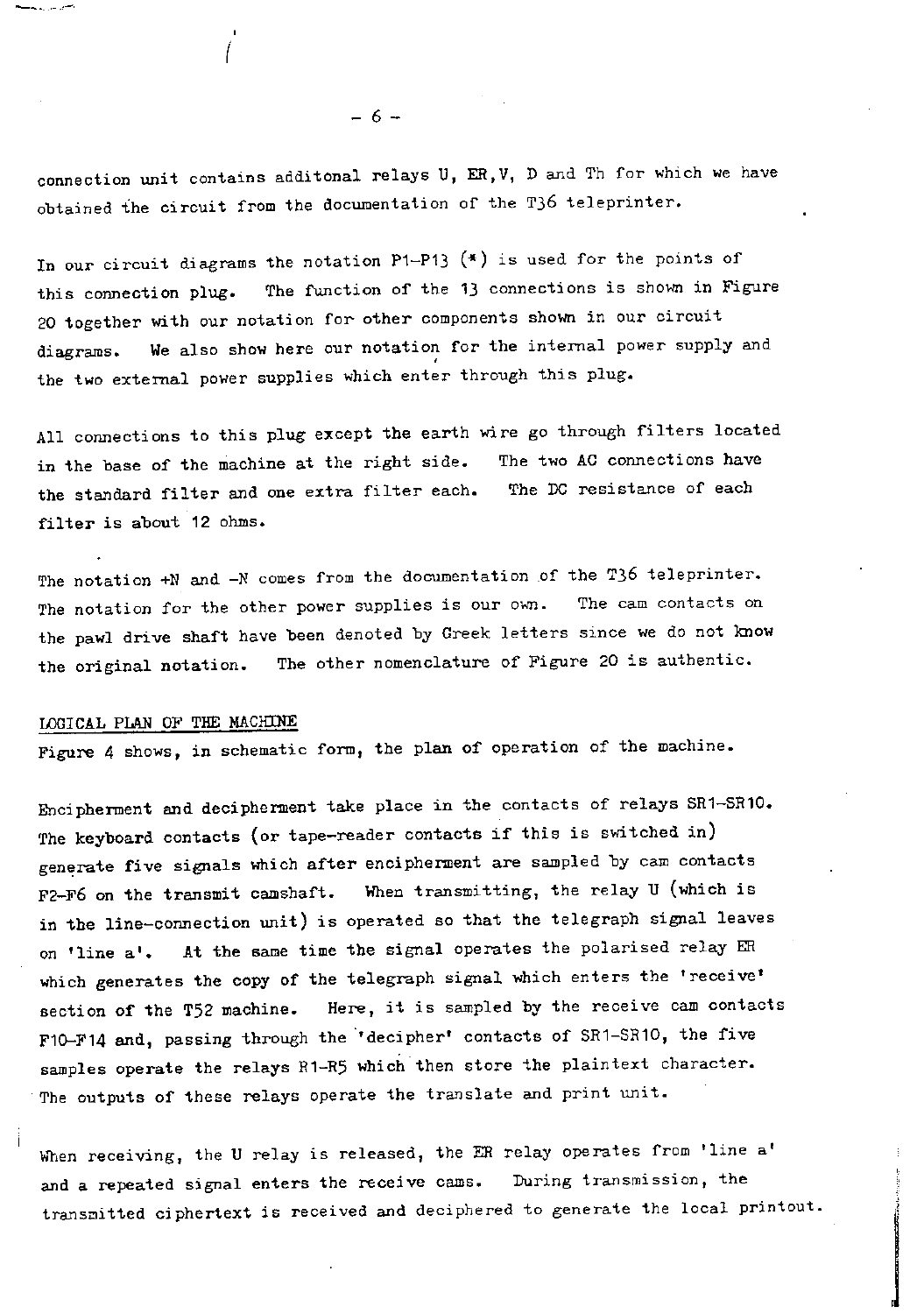connection unit contains additonal relays U, ER, V, D and Th for which we have obtained the circuit from the documentation of the T36 teleprinter.

In our circuit diagrams the notation P1–P13 (*) is used for the points of this connection plug. The function of the 13 connections is shown in Figure 20 together with our notation for other components shown in our circuit diagrams. We also show here our notation for the internal power supply and the two external power supplies which enter through this plug.

All connections to this plug except the earth wire go through filters located in the base of the machine at the right side. The two AC connections have the standard filter and one extra filter each. The DC resistance of each filter is about 12 ohms.

The notation +N and –N comes from the documentation of the T36 teleprinter. The notation for the other power supplies is our own. The cam contacts on the pawl drive shaft have been denoted by Greek letters since we do not know the original notation. The other nomenclature of Figure 20 is authentic.

## LOGICAL PLAN OF THE MACHINE

Figure 4 shows, in schematic form, the plan of operation of the machine.

Encipherment and decipherment take place in the contacts of relays SR1–SR10. The keyboard contacts (or tape-reader contacts if this is switched in) generate five signals which after encipherment are sampled by cam contacts F2–F6 on the transmit camshaft. When transmitting, the relay U (which is in the line-connection unit) is operated so that the telegraph signal leaves on 'line a'. At the same time the signal operates the polarised relay ER which generates the copy of the telegraph signal which enters the 'receive' section of the T52 machine. Here, it is sampled by the receive cam contacts F10–F14 and, passing through the 'decipher' contacts of SR1–SR10, the five samples operate the relays R1–R5 which then store the plaintext character. The outputs of these relays operate the translate and print unit.

When receiving, the U relay is released, the ER relay operates from 'line a' and a repeated signal enters the receive cams. During transmission, the transmitted ciphertext is received and deciphered to generate the local printout.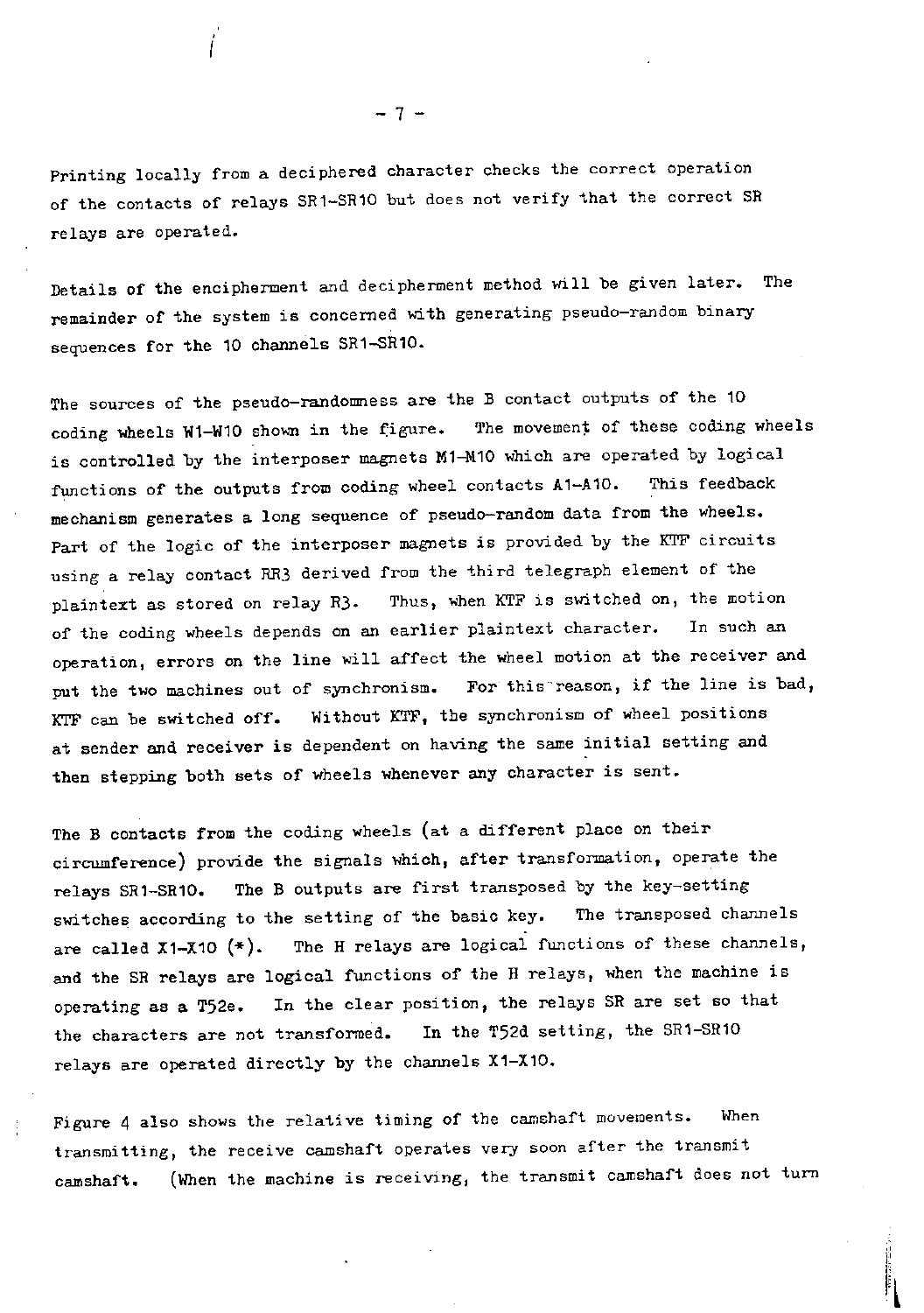Printing locally from a deciphered character checks the correct operation of the contacts of relays SR1-SR10 but does not verify that the correct SR relays are operated.

Details of the encipherment and decipherment method will be given later. The remainder of the system is concerned with generating pseudo-random binary sequences for the 10 channels SR1-SR10.

The sources of the pseudo-randomness are the B contact outputs of the 10 coding wheels W1-W10 shown in the figure. The movement of these coding wheels is controlled by the interposer magnets M1-M10 which are operated by logical functions of the outputs from coding wheel contacts A1-A10. This feedback mechanism generates a long sequence of pseudo-random data from the wheels. Part of the logic of the interposer magnets is provided by the KTF circuits using a relay contact RR3 derived from the third telegraph element of the plaintext as stored on relay R3. Thus, when KTF is switched on, the motion of the coding wheels depends on an earlier plaintext character. In such an operation, errors on the line will affect the wheel motion at the receiver and put the two machines out of synchronism. For this reason, if the line is bad, KTF can be switched off. Without KTF, the synchronism of wheel positions at sender and receiver is dependent on having the same initial setting and then stepping both sets of wheels whenever any character is sent.

The B contacts from the coding wheels (at a different place on their circumference) provide the signals which, after transformation, operate the relays SR1-SR10. The B outputs are first transposed by the key-setting switches according to the setting of the basic key. The transposed channels are called X1-X10 (*). The H relays are logical functions of these channels, and the SR relays are logical functions of the H relays, when the machine is operating as a T52e. In the clear position, the relays SR are set so that the characters are not transformed. In the T52d setting, the SR1-SR10 relays are operated directly by the channels X1-X10.

Figure 4 also shows the relative timing of the camshaft movements. When transmitting, the receive camshaft operates very soon after the transmit camshaft. (When the machine is receiving, the transmit camshaft does not turn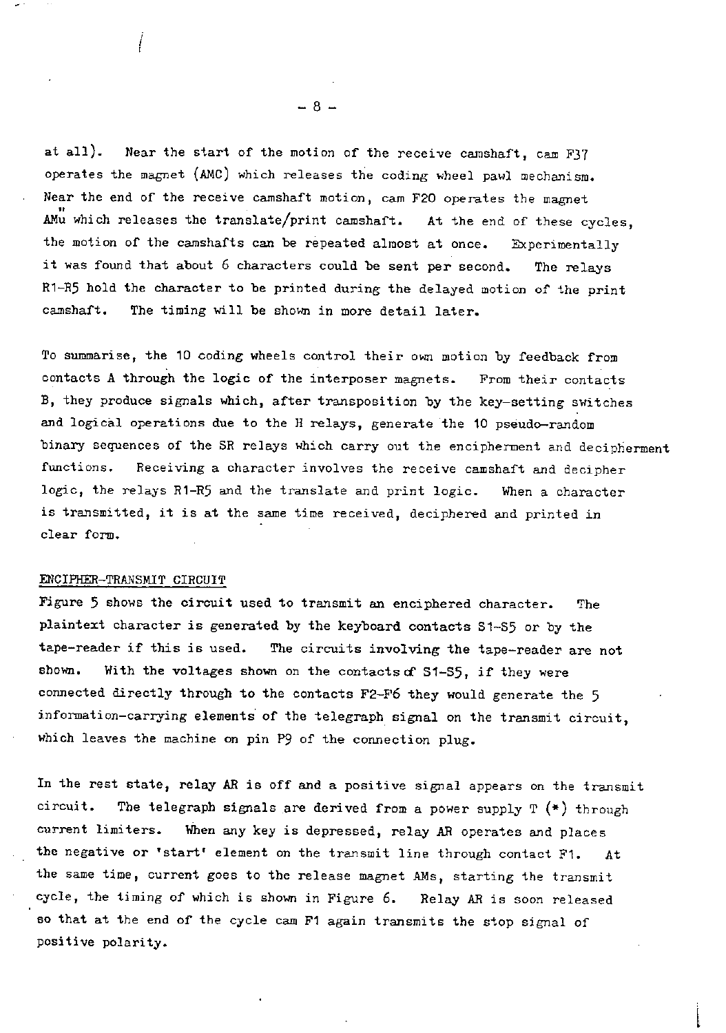at all). Near the start of the motion of the receive camshaft, cam F37 operates the magnet (AMC) which releases the coding wheel pawl mechanism. Near the end of the receive camshaft motion, cam F20 operates the magnet AMu which releases the translate/print camshaft. At the end of these cycles, the motion of the camshafts can be repeated almost at once. Experimentally it was found that about 6 characters could be sent per second. The relays R1-R5 hold the character to be printed during the delayed motion of the print camshaft. The timing will be shown in more detail later.

To summarise, the 10 coding wheels control their own motion by feedback from contacts A through the logic of the interposer magnets. From their contacts B, they produce signals which, after transposition by the key-setting switches and logical operations due to the H relays, generate the 10 pseudo-random binary sequences of the SR relays which carry out the encipherment and decipherment functions. Receiving a character involves the receive camshaft and decipher logic, the relays R1-R5 and the translate and print logic. When a character is transmitted, it is at the same time received, deciphered and printed in clear form.

## ENCIPHER-TRANSMIT CIRCUIT

Figure 5 shows the circuit used to transmit an enciphered character. The plaintext character is generated by the keyboard contacts S1-S5 or by the tape-reader if this is used. The circuits involving the tape-reader are not shown. With the voltages shown on the contacts of S1-S5, if they were connected directly through to the contacts F2-F6 they would generate the 5 information-carrying elements of the telegraph signal on the transmit circuit, which leaves the machine on pin P9 of the connection plug.

In the rest state, relay AR is off and a positive signal appears on the transmit circuit. The telegraph signals are derived from a power supply T (*) through current limiters. When any key is depressed, relay AR operates and places the negative or 'start' element on the transmit line through contact F1. At the same time, current goes to the release magnet AMs, starting the transmit cycle, the timing of which is shown in Figure 6. Relay AR is soon released so that at the end of the cycle cam F1 again transmits the stop signal of positive polarity.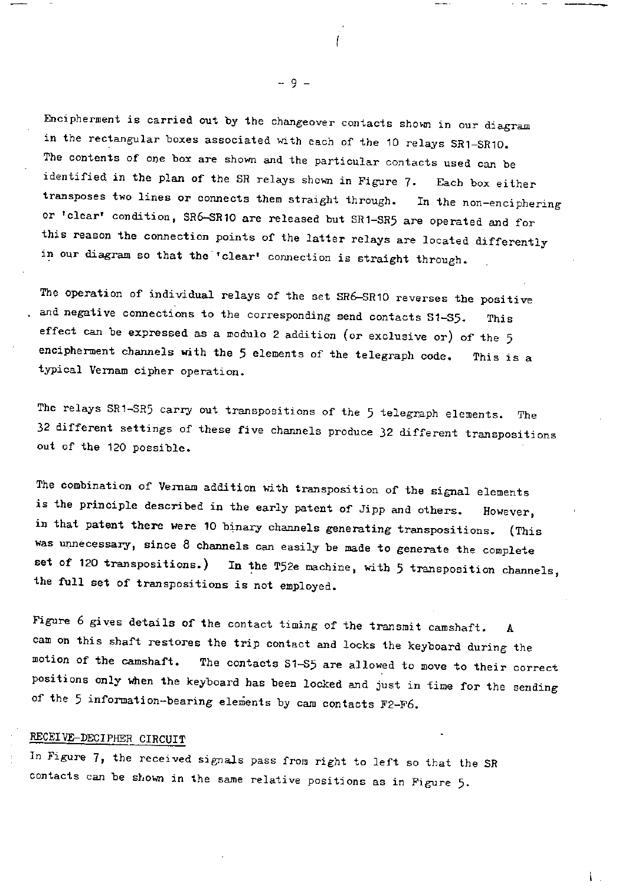Encipherment is carried out by the changeover contacts shown in our diagram in the rectangular boxes associated with each of the 10 relays SR1–SR10. The contents of one box are shown and the particular contacts used can be identified in the plan of the SR relays shown in Figure 7. Each box either transposes two lines or connects them straight through. In the non-enciphering or 'clear' condition, SR6–SR10 are released but SR1–SR5 are operated and for this reason the connection points of the latter relays are located differently in our diagram so that the 'clear' connection is straight through.

The operation of individual relays of the set SR6–SR10 reverses the positive and negative connections to the corresponding send contacts S1–S5. This effect can be expressed as a modulo 2 addition (or exclusive or) of the 5 encipherment channels with the 5 elements of the telegraph code. This is a typical Vernam cipher operation.

The relays SR1–SR5 carry out transpositions of the 5 telegraph elements. The 32 different settings of these five channels produce 32 different transpositions out of the 120 possible.

The combination of Vernam addition with transposition of the signal elements is the principle described in the early patent of Jipp and others. However, in that patent there were 10 binary channels generating transpositions. (This was unnecessary, since 8 channels can easily be made to generate the complete set of 120 transpositions.) In the T52e machine, with 5 transposition channels, the full set of transpositions is not employed.

Figure 6 gives details of the contact timing of the transmit camshaft. A cam on this shaft restores the trip contact and locks the keyboard during the motion of the camshaft. The contacts S1–S5 are allowed to move to their correct positions only when the keyboard has been locked and just in time for the sending of the 5 information-bearing elements by cam contacts F2–F6.

## RECEIVE-DECIPHER CIRCUIT

In Figure 7, the received signals pass from right to left so that the SR contacts can be shown in the same relative positions as in Figure 5.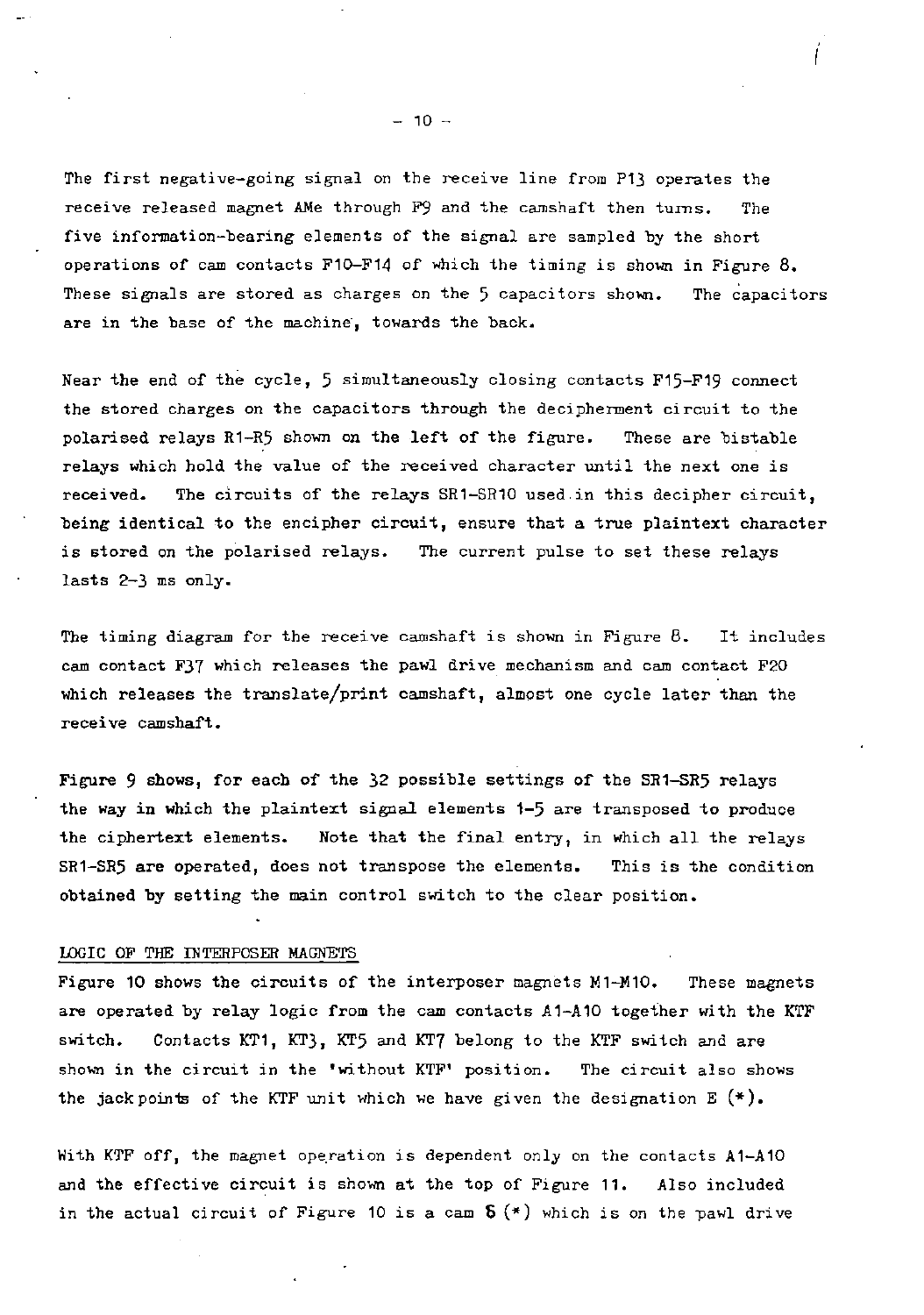The first negative-going signal on the receive line from P13 operates the receive released magnet AMe through F9 and the camshaft then turns. The five information-bearing elements of the signal are sampled by the short operations of cam contacts F10–F14 of which the timing is shown in Figure 8. These signals are stored as charges on the 5 capacitors shown. The capacitors are in the base of the machine, towards the back.

Near the end of the cycle, 5 simultaneously closing contacts F15–F19 connect the stored charges on the capacitors through the decipherment circuit to the polarised relays R1–R5 shown on the left of the figure. These are bistable relays which hold the value of the received character until the next one is received. The circuits of the relays SR1–SR10 used in this decipher circuit, being identical to the encipher circuit, ensure that a true plaintext character is stored on the polarised relays. The current pulse to set these relays lasts 2–3 ms only.

The timing diagram for the receive camshaft is shown in Figure 8. It includes cam contact F37 which releases the pawl drive mechanism and cam contact F20 which releases the translate/print camshaft, almost one cycle later than the receive camshaft.

Figure 9 shows, for each of the 32 possible settings of the SR1–SR5 relays the way in which the plaintext signal elements 1–5 are transposed to produce the ciphertext elements. Note that the final entry, in which all the relays SR1–SR5 are operated, does not transpose the elements. This is the condition obtained by setting the main control switch to the clear position.

## LOGIC OF THE INTERPOSER MAGNETS

Figure 10 shows the circuits of the interposer magnets M1–M10. These magnets are operated by relay logic from the cam contacts A1–A10 together with the KTF switch. Contacts KT1, KT3, KT5 and KT7 belong to the KTF switch and are shown in the circuit in the 'without KTF' position. The circuit also shows the jack points of the KTF unit which we have given the designation E (*).

With KTF off, the magnet operation is dependent only on the contacts A1–A10 and the effective circuit is shown at the top of Figure 11. Also included in the actual circuit of Figure 10 is a cam $\delta$ (*) which is on the pawl drive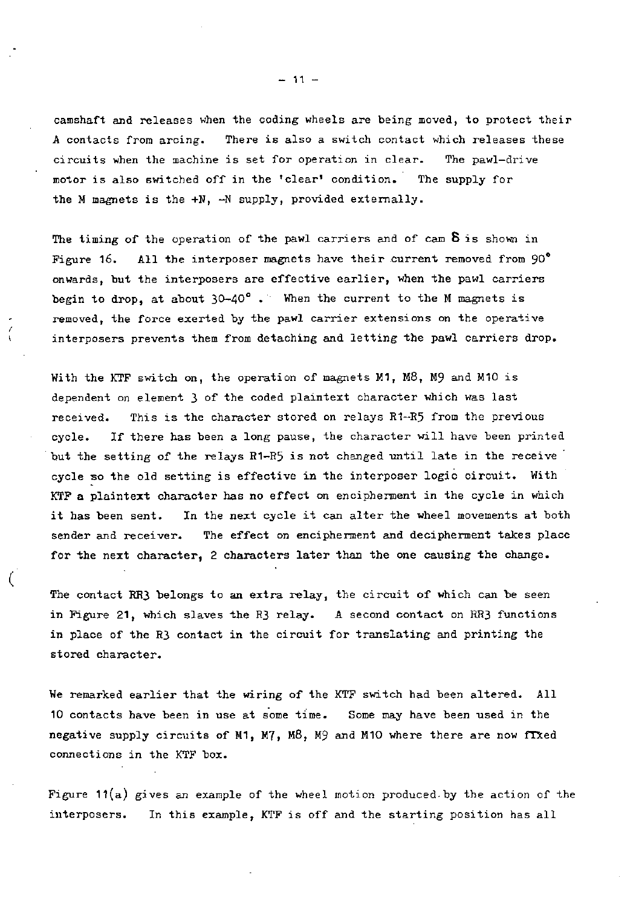camshaft and releases when the coding wheels are being moved, to protect their A contacts from arcing. There is also a switch contact which releases these circuits when the machine is set for operation in clear. The pawl-drive motor is also switched off in the 'clear' condition. The supply for the M magnets is the +N, -N supply, provided externally.

The timing of the operation of the pawl carriers and of cam $\delta$ is shown in Figure 16. All the interposer magnets have their current removed from 90° onwards, but the interposers are effective earlier, when the pawl carriers begin to drop, at about 30-40°. When the current to the M magnets is removed, the force exerted by the pawl carrier extensions on the operative interposers prevents them from detaching and letting the pawl carriers drop.

With the KTF switch on, the operation of magnets M1, M8, M9 and M10 is dependent on element 3 of the coded plaintext character which was last received. This is the character stored on relays R1-R5 from the previous cycle. If there has been a long pause, the character will have been printed but the setting of the relays R1-R5 is not changed until late in the receive cycle so the old setting is effective in the interposer logic circuit. With KTF a plaintext character has no effect on encipherment in the cycle in which it has been sent. In the next cycle it can alter the wheel movements at both sender and receiver. The effect on encipherment and decipherment takes place for the next character, 2 characters later than the one causing the change.

The contact RR3 belongs to an extra relay, the circuit of which can be seen in Figure 21, which slaves the R3 relay. A second contact on RR3 functions in place of the R3 contact in the circuit for translating and printing the stored character.

We remarked earlier that the wiring of the KTF switch had been altered. All 10 contacts have been in use at some time. Some may have been used in the negative supply circuits of M1, M7, M8, M9 and M10 where there are now fixed connections in the KTF box.

Figure 11(a) gives an example of the wheel motion produced by the action of the interposers. In this example, KTF is off and the starting position has all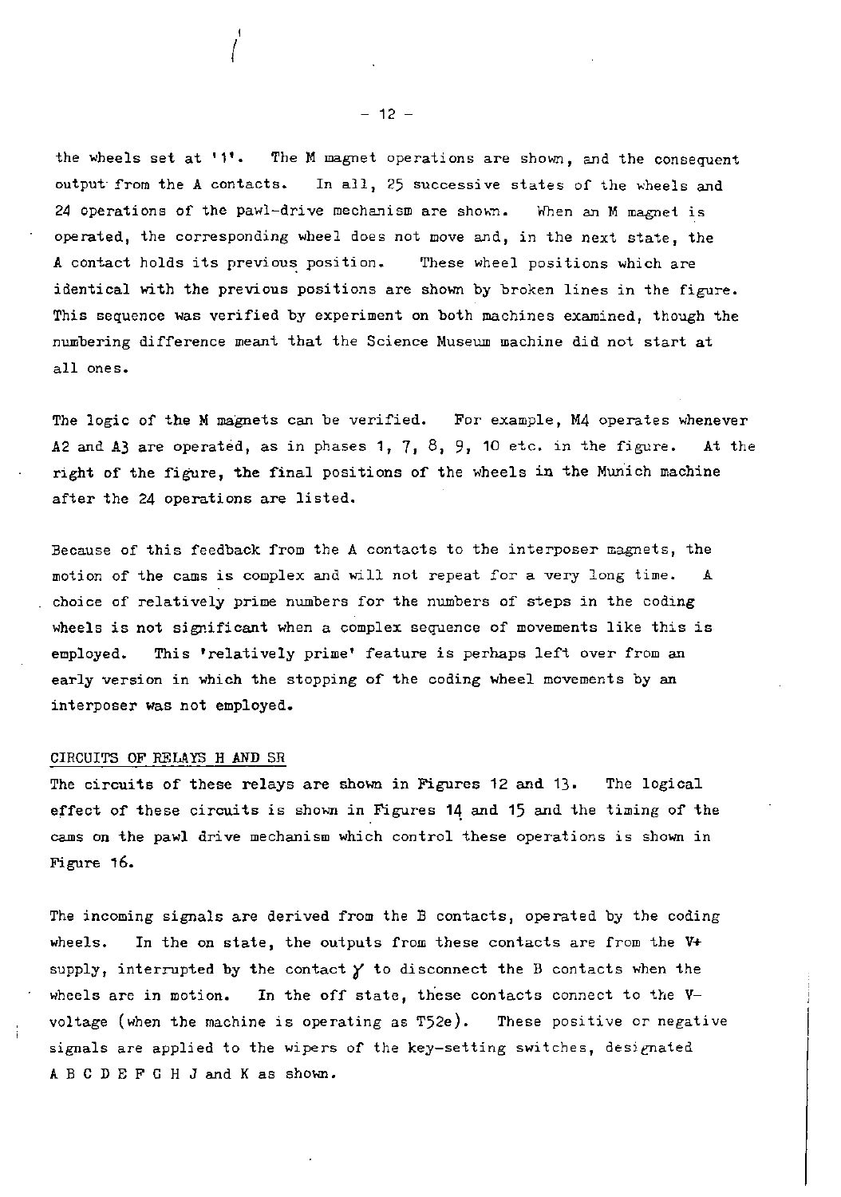the wheels set at '1'. The M magnet operations are shown, and the consequent output from the A contacts. In all, 25 successive states of the wheels and 24 operations of the pawl-drive mechanism are shown. When an M magnet is operated, the corresponding wheel does not move and, in the next state, the A contact holds its previous position. These wheel positions which are identical with the previous positions are shown by broken lines in the figure. This sequence was verified by experiment on both machines examined, though the numbering difference meant that the Science Museum machine did not start at all ones.

The logic of the M magnets can be verified. For example, M4 operates whenever A2 and A3 are operated, as in phases 1, 7, 8, 9, 10 etc. in the figure. At the right of the figure, the final positions of the wheels in the Munich machine after the 24 operations are listed.

Because of this feedback from the A contacts to the interposer magnets, the motion of the cams is complex and will not repeat for a very long time. A choice of relatively prime numbers for the numbers of steps in the coding wheels is not significant when a complex sequence of movements like this is employed. This 'relatively prime' feature is perhaps left over from an early version in which the stopping of the coding wheel movements by an interposer was not employed.

## CIRCUITS OF RELAYS H AND SR

The circuits of these relays are shown in Figures 12 and 13. The logical effect of these circuits is shown in Figures 14 and 15 and the timing of the cams on the pawl drive mechanism which control these operations is shown in Figure 16.

The incoming signals are derived from the B contacts, operated by the coding wheels. In the on state, the outputs from these contacts are from the V+ supply, interrupted by the contact $\gamma$ to disconnect the B contacts when the wheels are in motion. In the off state, these contacts connect to the V- voltage (when the machine is operating as T52e). These positive or negative signals are applied to the wipers of the key-setting switches, designated A B C D E F G H J and K as shown.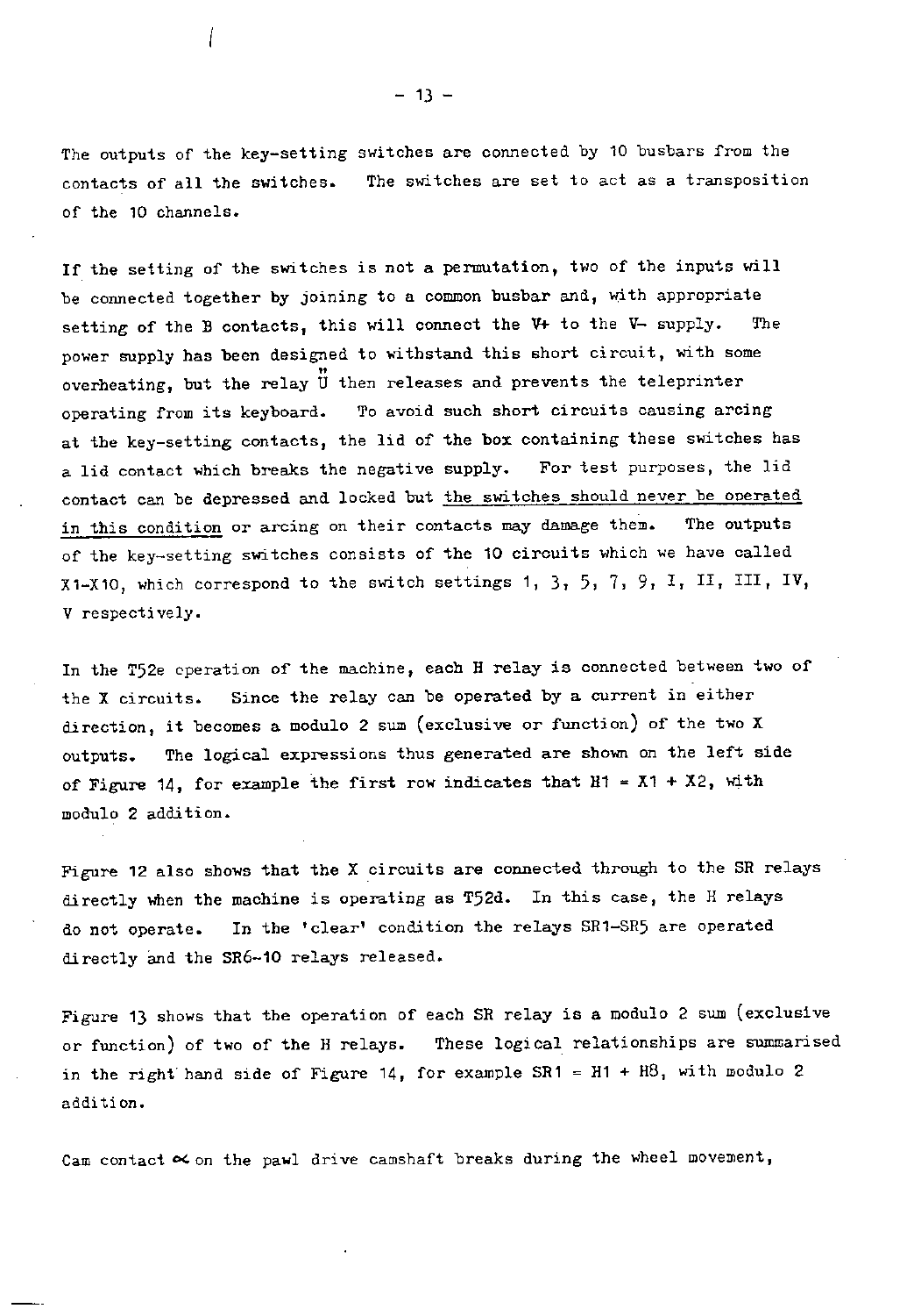The outputs of the key-setting switches are connected by 10 busbars from the contacts of all the switches. The switches are set to act as a transposition of the 10 channels.

If the setting of the switches is not a permutation, two of the inputs will be connected together by joining to a common busbar and, with appropriate setting of the B contacts, this will connect the V+ to the V- supply. The power supply has been designed to withstand this short circuit, with some overheating, but the relay Ü then releases and prevents the teleprinter operating from its keyboard. To avoid such short circuits causing arcing at the key-setting contacts, the lid of the box containing these switches has a lid contact which breaks the negative supply. For test purposes, the lid contact can be depressed and locked but <u>the switches should never be operated in this condition</u> or arcing on their contacts may damage them. The outputs of the key-setting switches consists of the 10 circuits which we have called X1-X10, which correspond to the switch settings 1, 3, 5, 7, 9, I, II, III, IV, V respectively.

In the T52e operation of the machine, each H relay is connected between two of the X circuits. Since the relay can be operated by a current in either direction, it becomes a modulo 2 sum (exclusive or function) of the two X outputs. The logical expressions thus generated are shown on the left side of Figure 14, for example the first row indicates that H1 = X1 + X2, with modulo 2 addition.

Figure 12 also shows that the X circuits are connected through to the SR relays directly when the machine is operating as T52d. In this case, the H relays do not operate. In the 'clear' condition the relays SR1-SR5 are operated directly and the SR6-10 relays released.

Figure 13 shows that the operation of each SR relay is a modulo 2 sum (exclusive or function) of two of the H relays. These logical relationships are summarised in the right hand side of Figure 14, for example SR1 = H1 + H8, with modulo 2 addition.

Cam contact $\alpha$ on the pawl drive camshaft breaks during the wheel movement,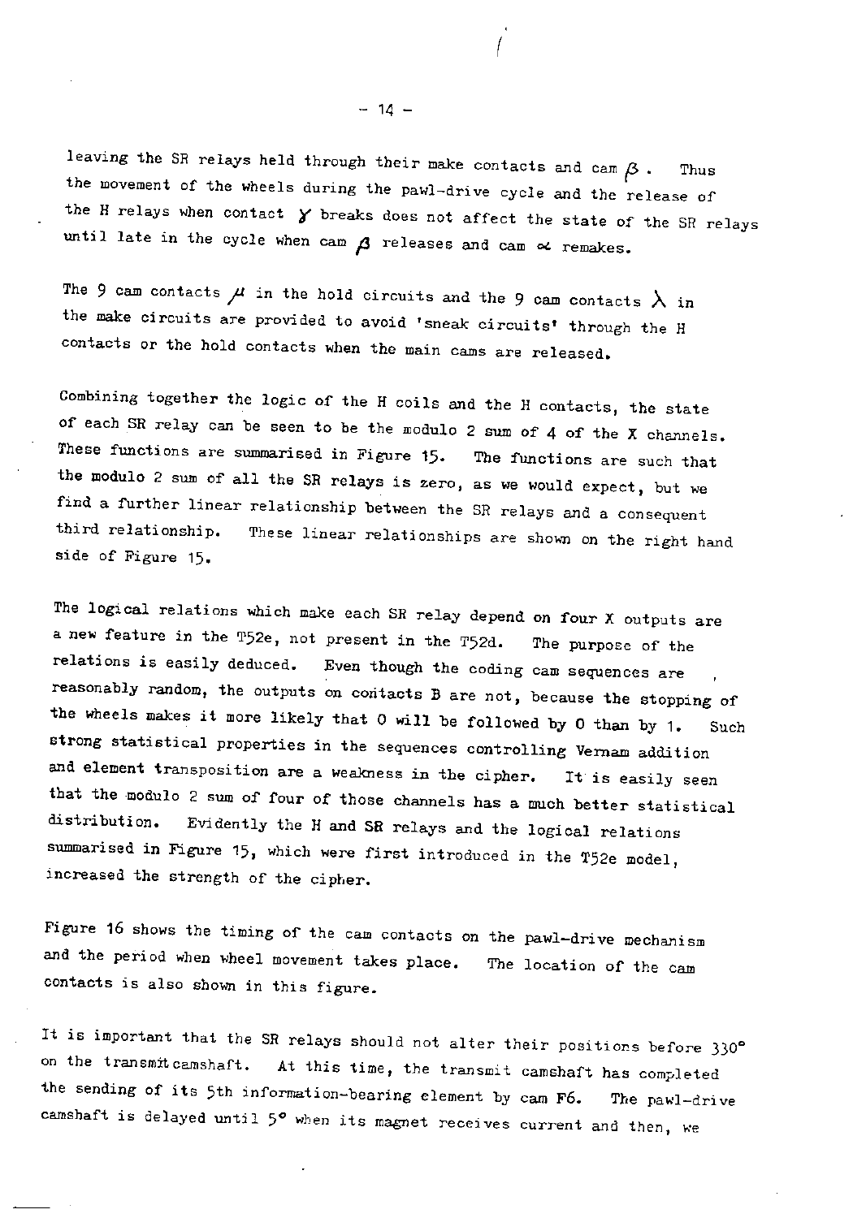leaving the SR relays held through their make contacts and cam $\beta$. Thus the movement of the wheels during the pawl-drive cycle and the release of the H relays when contact $\gamma$ breaks does not affect the state of the SR relays until late in the cycle when cam $\beta$ releases and cam $\alpha$ remakes.

The 9 cam contacts $\mu$ in the hold circuits and the 9 cam contacts $\lambda$ in the make circuits are provided to avoid 'sneak circuits' through the H contacts or the hold contacts when the main cams are released.

Combining together the logic of the H coils and the H contacts, the state of each SR relay can be seen to be the modulo 2 sum of 4 of the X channels. These functions are summarised in Figure 15. The functions are such that the modulo 2 sum of all the SR relays is zero, as we would expect, but we find a further linear relationship between the SR relays and a consequent third relationship. These linear relationships are shown on the right hand side of Figure 15.

The logical relations which make each SR relay depend on four X outputs are a new feature in the T52e, not present in the T52d. The purpose of the relations is easily deduced. Even though the coding cam sequences are reasonably random, the outputs on contacts B are not, because the stopping of the wheels makes it more likely that 0 will be followed by 0 than by 1. Such strong statistical properties in the sequences controlling Vernam addition and element transposition are a weakness in the cipher. It is easily seen that the modulo 2 sum of four of those channels has a much better statistical distribution. Evidently the H and SR relays and the logical relations summarised in Figure 15, which were first introduced in the T52e model, increased the strength of the cipher.

Figure 16 shows the timing of the cam contacts on the pawl-drive mechanism and the period when wheel movement takes place. The location of the cam contacts is also shown in this figure.

It is important that the SR relays should not alter their positions before 330° on the transmit camshaft. At this time, the transmit camshaft has completed the sending of its 5th information-bearing element by cam F6. The pawl-drive camshaft is delayed until 5° when its magnet receives current and then, we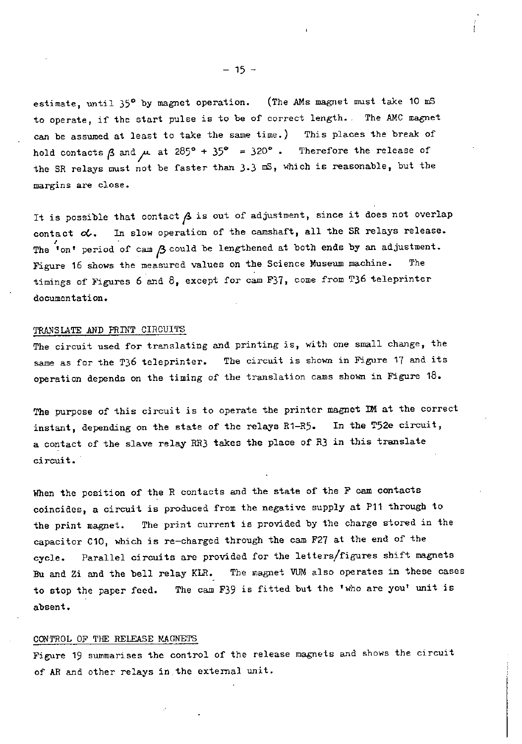estimate, until 35° by magnet operation. (The AMs magnet must take 10 mS to operate, if the start pulse is to be of correct length. The AMC magnet can be assumed at least to take the same time.) This places the break of hold contacts $\beta$ and $\mu$ at 285° + 35° = 320°. Therefore the release of the SR relays must not be faster than 3.3 mS, which is reasonable, but the margins are close.

It is possible that contact $\beta$ is out of adjustment, since it does not overlap contact $\alpha$. In slow operation of the camshaft, all the SR relays release. The 'on' period of cam $\beta$ could be lengthened at both ends by an adjustment. Figure 16 shows the measured values on the Science Museum machine. The timings of Figures 6 and 8, except for cam F37, come from T36 teleprinter documentation.

## TRANSLATE AND PRINT CIRCUITS

The circuit used for translating and printing is, with one small change, the same as for the T36 teleprinter. The circuit is shown in Figure 17 and its operation depends on the timing of the translation cams shown in Figure 18.

The purpose of this circuit is to operate the printer magnet DM at the correct instant, depending on the state of the relays R1-R5. In the T52e circuit, a contact of the slave relay RR3 takes the place of R3 in this translate circuit.

When the position of the R contacts and the state of the F cam contacts coincides, a circuit is produced from the negative supply at P11 through to the print magnet. The print current is provided by the charge stored in the capacitor C10, which is re-charged through the cam F27 at the end of the cycle. Parallel circuits are provided for the letters/figures shift magnets Bu and Zi and the bell relay KLR. The magnet VUM also operates in these cases to stop the paper feed. The cam F39 is fitted but the 'who are you' unit is absent.

## CONTROL OF THE RELEASE MAGNETS

Figure 19 summarises the control of the release magnets and shows the circuit of AR and other relays in the external unit.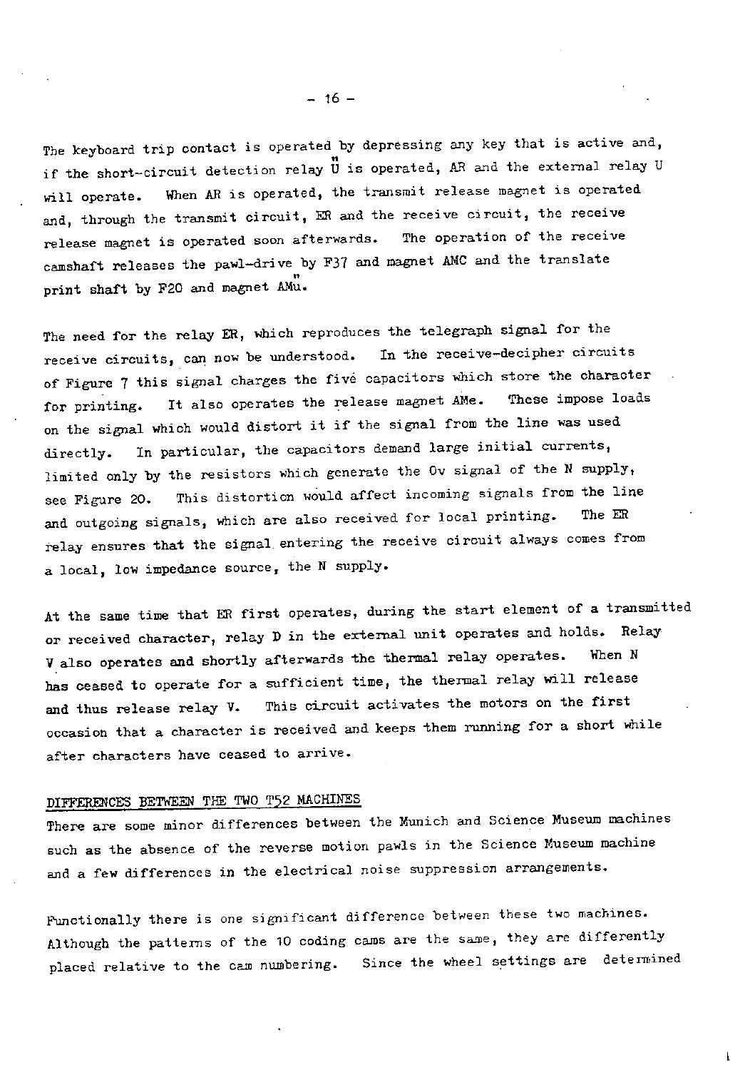The keyboard trip contact is operated by depressing any key that is active and, if the short-circuit detection relay Ü is operated, AR and the external relay U will operate. When AR is operated, the transmit release magnet is operated and, through the transmit circuit, ER and the receive circuit, the receive release magnet is operated soon afterwards. The operation of the receive camshaft releases the pawl-drive by F37 and magnet AMC and the translate print shaft by F20 and magnet AMü.

The need for the relay ER, which reproduces the telegraph signal for the receive circuits, can now be understood. In the receive-decipher circuits of Figure 7 this signal charges the five capacitors which store the character for printing. It also operates the release magnet AMe. These impose loads on the signal which would distort it if the signal from the line was used directly. In particular, the capacitors demand large initial currents, limited only by the resistors which generate the 0v signal of the N supply, see Figure 20. This distortion would affect incoming signals from the line and outgoing signals, which are also received for local printing. The ER relay ensures that the signal entering the receive circuit always comes from a local, low impedance source, the N supply.

At the same time that ER first operates, during the start element of a transmitted or received character, relay D in the external unit operates and holds. Relay V also operates and shortly afterwards the thermal relay operates. When N has ceased to operate for a sufficient time, the thermal relay will release and thus release relay V. This circuit activates the motors on the first occasion that a character is received and keeps them running for a short while after characters have ceased to arrive.

## DIFFERENCES BETWEEN THE TWO T52 MACHINES

There are some minor differences between the Munich and Science Museum machines such as the absence of the reverse motion pawls in the Science Museum machine and a few differences in the electrical noise suppression arrangements.

Functionally there is one significant difference between these two machines. Although the patterns of the 10 coding cams are the same, they are differently placed relative to the cam numbering. Since the wheel settings are determined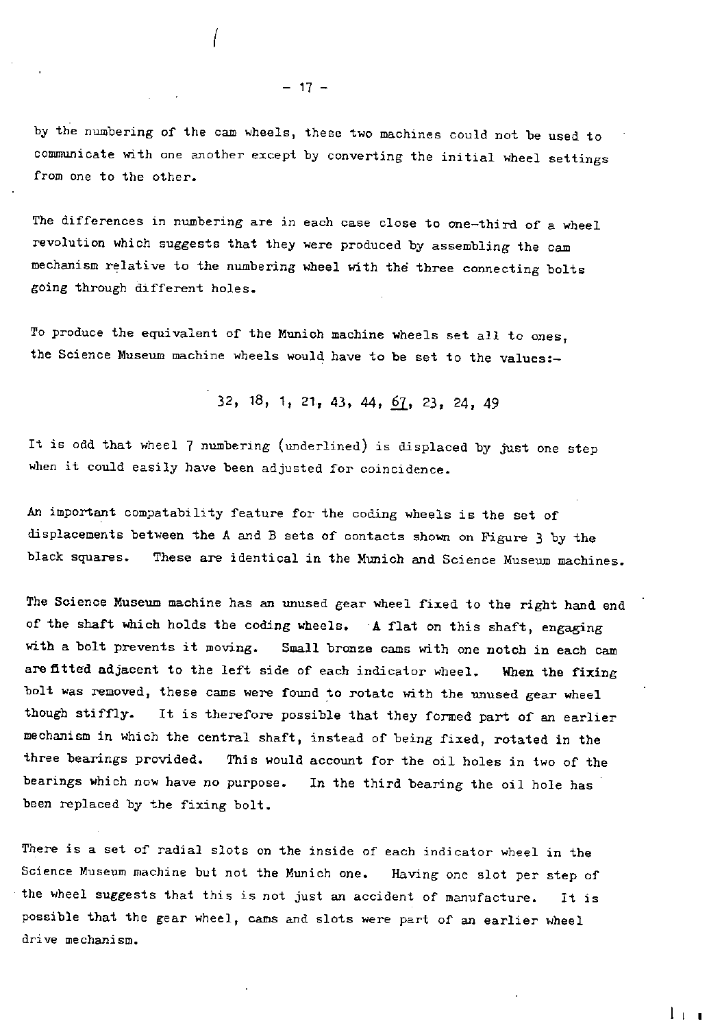by the numbering of the cam wheels, these two machines could not be used to communicate with one another except by converting the initial wheel settings from one to the other.

The differences in numbering are in each case close to one-third of a wheel revolution which suggests that they were produced by assembling the cam mechanism relative to the numbering wheel with the three connecting bolts going through different holes.

To produce the equivalent of the Munich machine wheels set all to ones, the Science Museum machine wheels would have to be set to the values:-

32, 18, 1, 21, 43, 44, <u>61</u>, 23, 24, 49

It is odd that wheel 7 numbering (underlined) is displaced by just one step when it could easily have been adjusted for coincidence.

An important compatability feature for the coding wheels is the set of displacements between the A and B sets of contacts shown on Figure 3 by the black squares. These are identical in the Munich and Science Museum machines.

The Science Museum machine has an unused gear wheel fixed to the right hand end of the shaft which holds the coding wheels. A flat on this shaft, engaging with a bolt prevents it moving. Small bronze cams with one notch in each cam are fitted adjacent to the left side of each indicator wheel. When the fixing bolt was removed, these cams were found to rotate with the unused gear wheel though stiffly. It is therefore possible that they formed part of an earlier mechanism in which the central shaft, instead of being fixed, rotated in the three bearings provided. This would account for the oil holes in two of the bearings which now have no purpose. In the third bearing the oil hole has been replaced by the fixing bolt.

There is a set of radial slots on the inside of each indicator wheel in the Science Museum machine but not the Munich one. Having one slot per step of the wheel suggests that this is not just an accident of manufacture. It is possible that the gear wheel, cams and slots were part of an earlier wheel drive mechanism.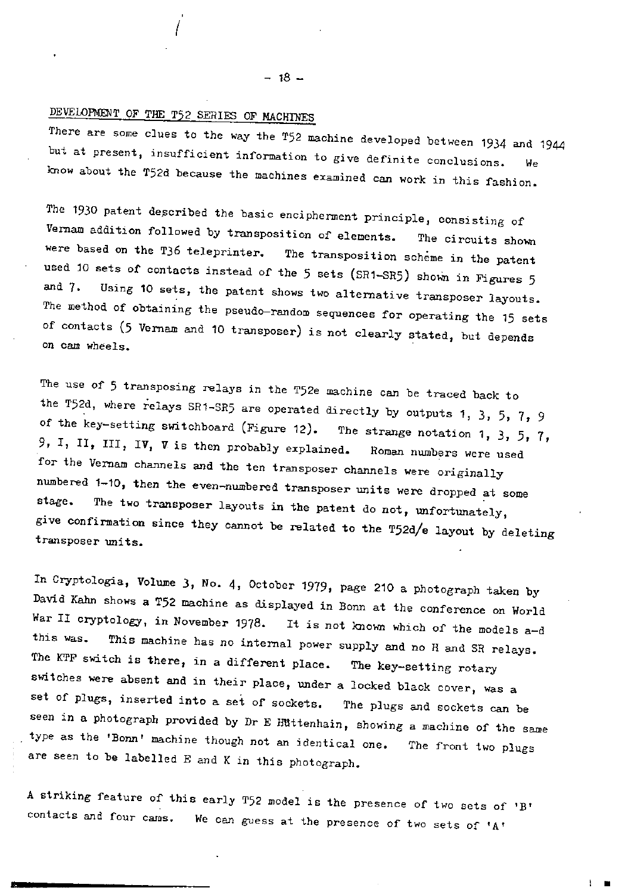## DEVELOPMENT OF THE T52 SERIES OF MACHINES

There are some clues to the way the T52 machine developed between 1934 and 1944 but at present, insufficient information to give definite conclusions. We know about the T52d because the machines examined can work in this fashion.

The 1930 patent described the basic encipherment principle, consisting of Vernam addition followed by transposition of elements. The circuits shown were based on the T36 teleprinter. The transposition scheme in the patent used 10 sets of contacts instead of the 5 sets (SR1–SR5) shown in Figures 5 and 7. Using 10 sets, the patent shows two alternative transposer layouts. The method of obtaining the pseudo-random sequences for operating the 15 sets of contacts (5 Vernam and 10 transposer) is not clearly stated, but depends on cam wheels.

The use of 5 transposing relays in the T52e machine can be traced back to the T52d, where relays SR1–SR5 are operated directly by outputs 1, 3, 5, 7, 9 of the key-setting switchboard (Figure 12). The strange notation 1, 3, 5, 7, 9, I, II, III, IV, V is then probably explained. Roman numbers were used for the Vernam channels and the ten transposer channels were originally numbered 1–10, then the even-numbered transposer units were dropped at some stage. The two transposer layouts in the patent do not, unfortunately, give confirmation since they cannot be related to the T52d/e layout by deleting transposer units.

In Cryptologia, Volume 3, No. 4, October 1979, page 210 a photograph taken by David Kahn shows a T52 machine as displayed in Bonn at the conference on World War II cryptology, in November 1978. It is not known which of the models a–d this was. This machine has no internal power supply and no H and SR relays. The KTF switch is there, in a different place. The key-setting rotary switches were absent and in their place, under a locked black cover, was a set of plugs, inserted into a set of sockets. The plugs and sockets can be seen in a photograph provided by Dr E Hüttenhain, showing a machine of the same type as the 'Bonn' machine though not an identical one. The front two plugs are seen to be labelled E and K in this photograph.

A striking feature of this early T52 model is the presence of two sets of 'B' contacts and four cams. We can guess at the presence of two sets of 'A'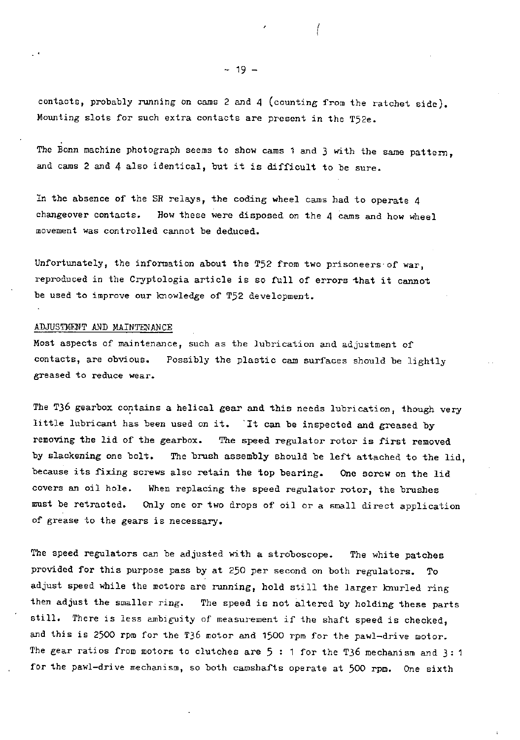contacts, probably running on cams 2 and 4 (counting from the ratchet side). Mounting slots for such extra contacts are present in the T52e.

The Bonn machine photograph seems to show cams 1 and 3 with the same pattern, and cams 2 and 4 also identical, but it is difficult to be sure.

In the absence of the SR relays, the coding wheel cams had to operate 4 changeover contacts. How these were disposed on the 4 cams and how wheel movement was controlled cannot be deduced.

Unfortunately, the information about the T52 from two prisoneers of war, reproduced in the Cryptologia article is so full of errors that it cannot be used to improve our knowledge of T52 development.

## ADJUSTMENT AND MAINTENANCE

Most aspects of maintenance, such as the lubrication and adjustment of contacts, are obvious. Possibly the plastic cam surfaces should be lightly greased to reduce wear.

The T36 gearbox contains a helical gear and this needs lubrication, though very little lubricant has been used on it. It can be inspected and greased by removing the lid of the gearbox. The speed regulator rotor is first removed by slackening one bolt. The brush assembly should be left attached to the lid, because its fixing screws also retain the top bearing. One screw on the lid covers an oil hole. When replacing the speed regulator rotor, the brushes must be retracted. Only one or two drops of oil or a small direct application of grease to the gears is necessary.

The speed regulators can be adjusted with a stroboscope. The white patches provided for this purpose pass by at 250 per second on both regulators. To adjust speed while the motors are running, hold still the larger knurled ring then adjust the smaller ring. The speed is not altered by holding these parts still. There is less ambiguity of measurement if the shaft speed is checked, and this is 2500 rpm for the T36 motor and 1500 rpm for the pawl-drive motor. The gear ratios from motors to clutches are 5 : 1 for the T36 mechanism and 3 : 1 for the pawl-drive mechanism, so both camshafts operate at 500 rpm. One sixth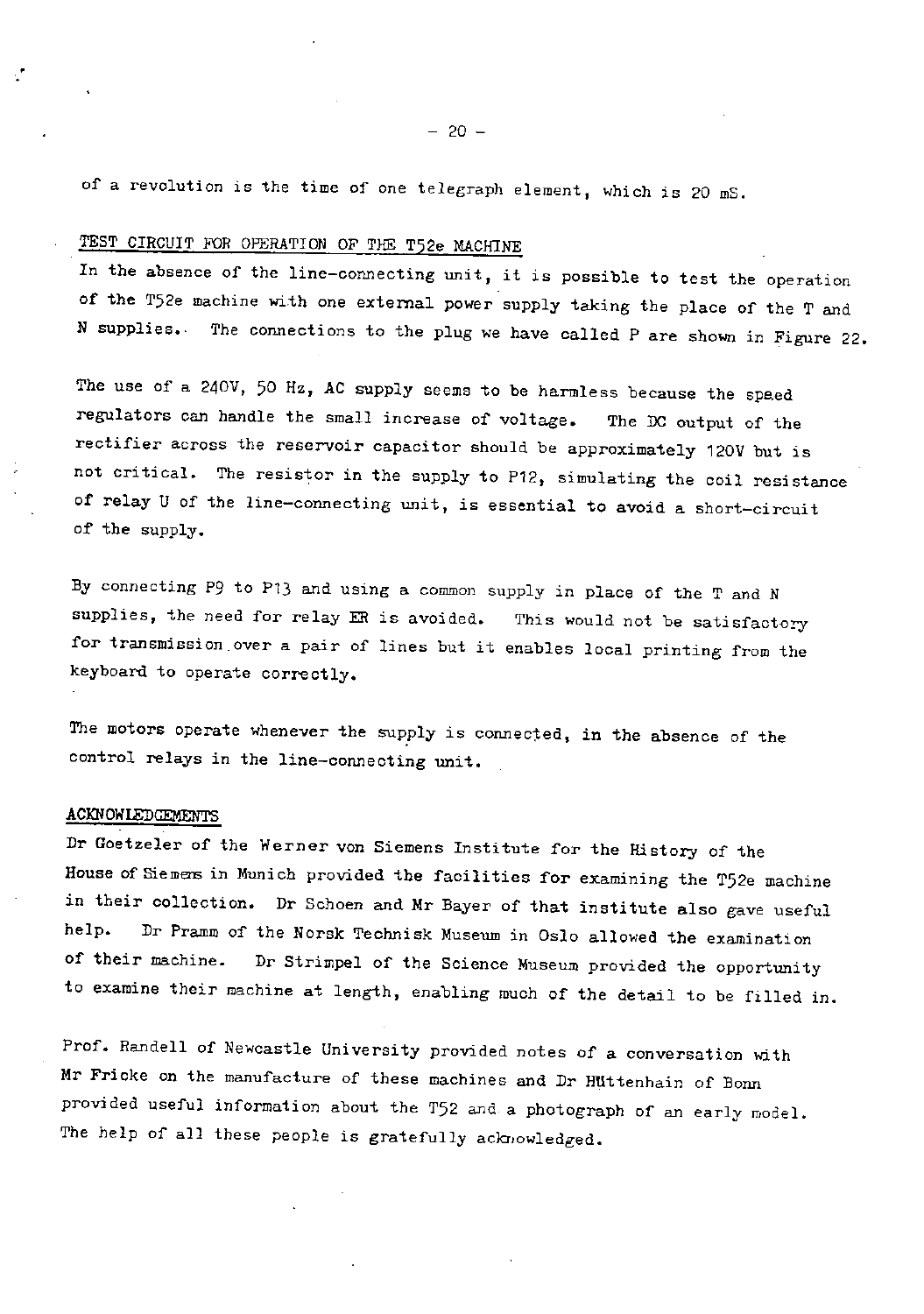of a revolution is the time of one telegraph element, which is 20 mS.

## TEST CIRCUIT FOR OPERATION OF THE T52e MACHINE

In the absence of the line-connecting unit, it is possible to test the operation of the T52e machine with one external power supply taking the place of the T and N supplies. The connections to the plug we have called P are shown in Figure 22.

The use of a 240V, 50 Hz, AC supply seems to be harmless because the speed regulators can handle the small increase of voltage. The DC output of the rectifier across the reservoir capacitor should be approximately 120V but is not critical. The resistor in the supply to P12, simulating the coil resistance of relay U of the line-connecting unit, is essential to avoid a short-circuit of the supply.

By connecting P9 to P13 and using a common supply in place of the T and N supplies, the need for relay ER is avoided. This would not be satisfactory for transmission over a pair of lines but it enables local printing from the keyboard to operate correctly.

The motors operate whenever the supply is connected, in the absence of the control relays in the line-connecting unit.

## ACKNOWLEDGEMENTS

Dr Goetzeler of the Werner von Siemens Institute for the History of the House of Siemens in Munich provided the facilities for examining the T52e machine in their collection. Dr Schoen and Mr Bayer of that institute also gave useful help. Dr Pramm of the Norsk Technisk Museum in Oslo allowed the examination of their machine. Dr Strimpel of the Science Museum provided the opportunity to examine their machine at length, enabling much of the detail to be filled in.

Prof. Randell of Newcastle University provided notes of a conversation with Mr Fricke on the manufacture of these machines and Dr Hüttenhain of Bonn provided useful information about the T52 and a photograph of an early model. The help of all these people is gratefully acknowledged.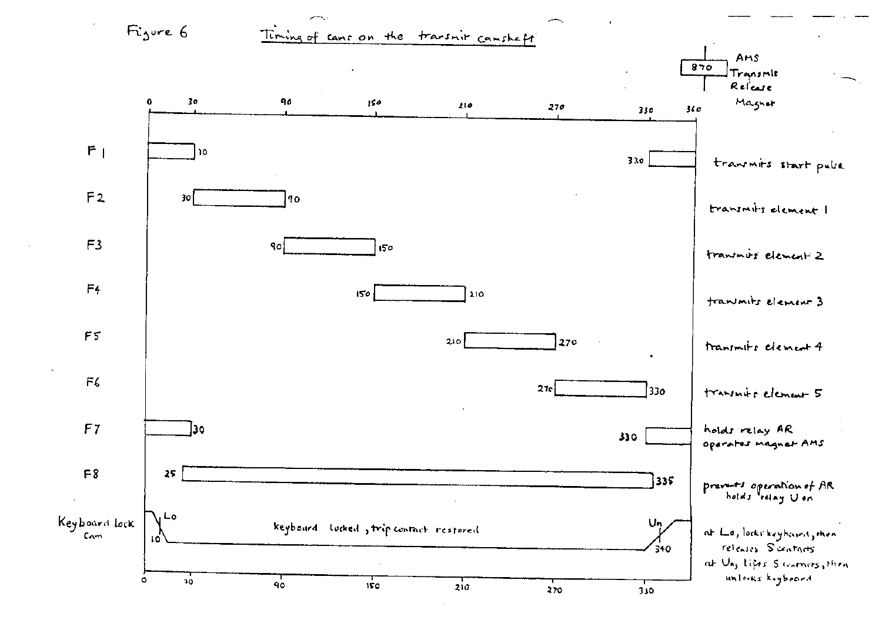Figure 6

**Timing of cams on the transmit camshaft**

AMS Transmit Release Magnet: 870

Scale: 0, 30, 90, 150, 210, 270, 330, 360

| Cam | Timing (degrees) | Function |
|---|---|---|
| F1 | 0–30, 330–360 | transmits start pulse |
| F2 | 30–90 | transmits element 1 |
| F3 | 90–150 | transmits element 2 |
| F4 | 150–210 | transmits element 3 |
| F5 | 210–270 | transmits element 4 |
| F6 | 270–330 | transmits element 5 |
| F7 | 0–30, 330–360 | holds relay AR, operates magnet AMS |
| F8 | 25–335 | prevents operation of AR, holds relay U on |
| Keyboard lock cam | Lo at 10, Un at 340 | at Lo, locks keyboard, then releases S contacts; at Un, lifts S contacts, then unlocks keyboard |

Keyboard lock cam: keyboard locked, trip contact restored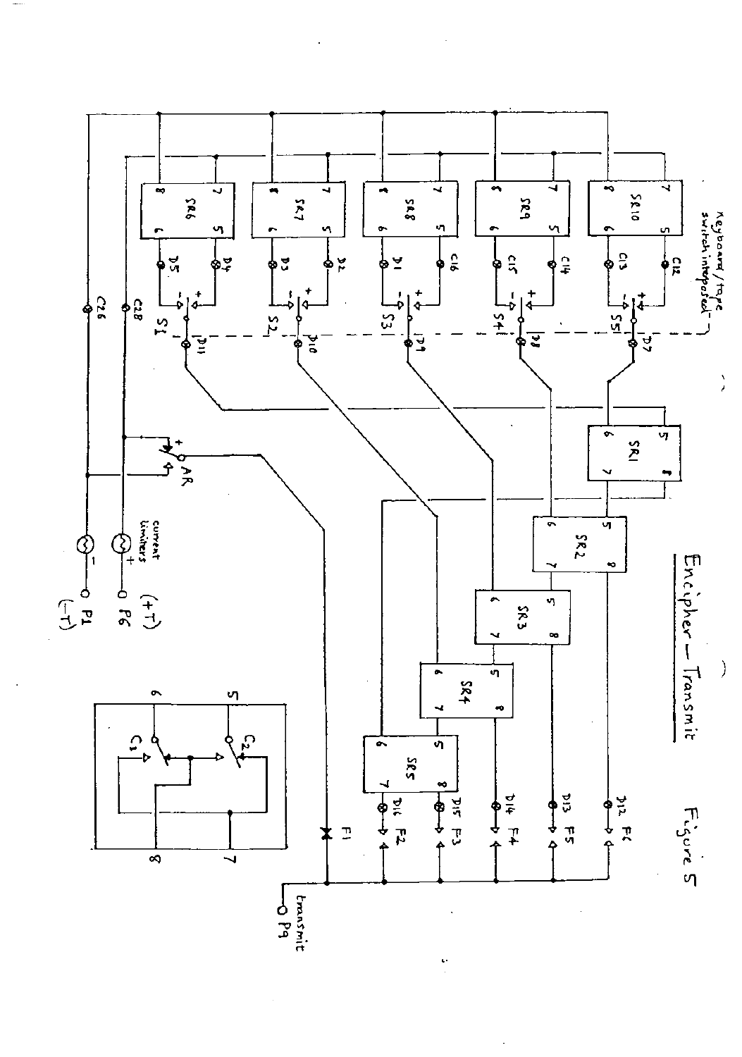# Encipher — Transmit

Figure 5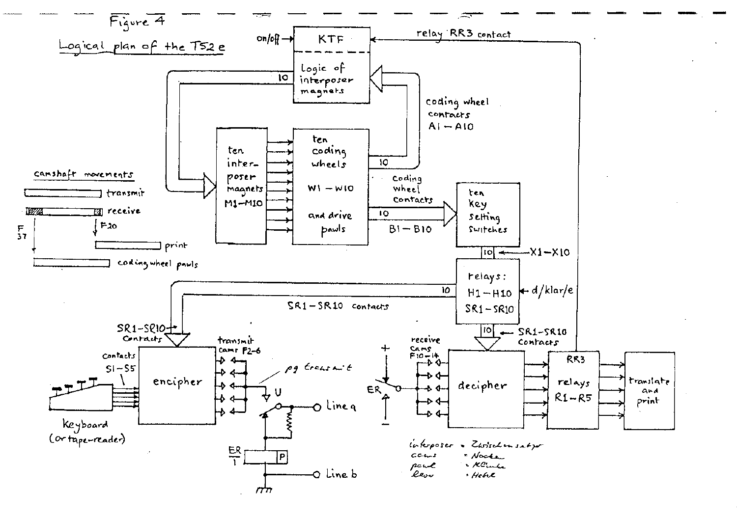Figure 4

Logical plan of the T52e

KTF

on/off

Logic of interposer magnets

10

relay RR3 contact

coding wheel contacts A1 – A10

ten interposer magnets M1–M10

ten coding wheels W1 – W10 and drive pawls

10

coding wheel contacts

10

B1 – B10

ten key setting switches

10

X1–X10

relays: H1–H10 SR1–SR10

d/klar/e

10

SR1–SR10 contacts

camshaft movements

transmit

receive

F 37

F20

print

coding wheel pawls

SR1–SR10 contacts

contacts S1–S5

transmit cams F2–6

encipher

Keyboard (or tape-reader)

pg transmit

U

Line a

ER/1

P

Line b

10

SR1–SR10 contacts

receive cams F10–14

ER

decipher

RR3

relays R1–R5

translate and print

interposer = Zwischensatz

cams = Nocke

pawl = Klinke

lever = Hebel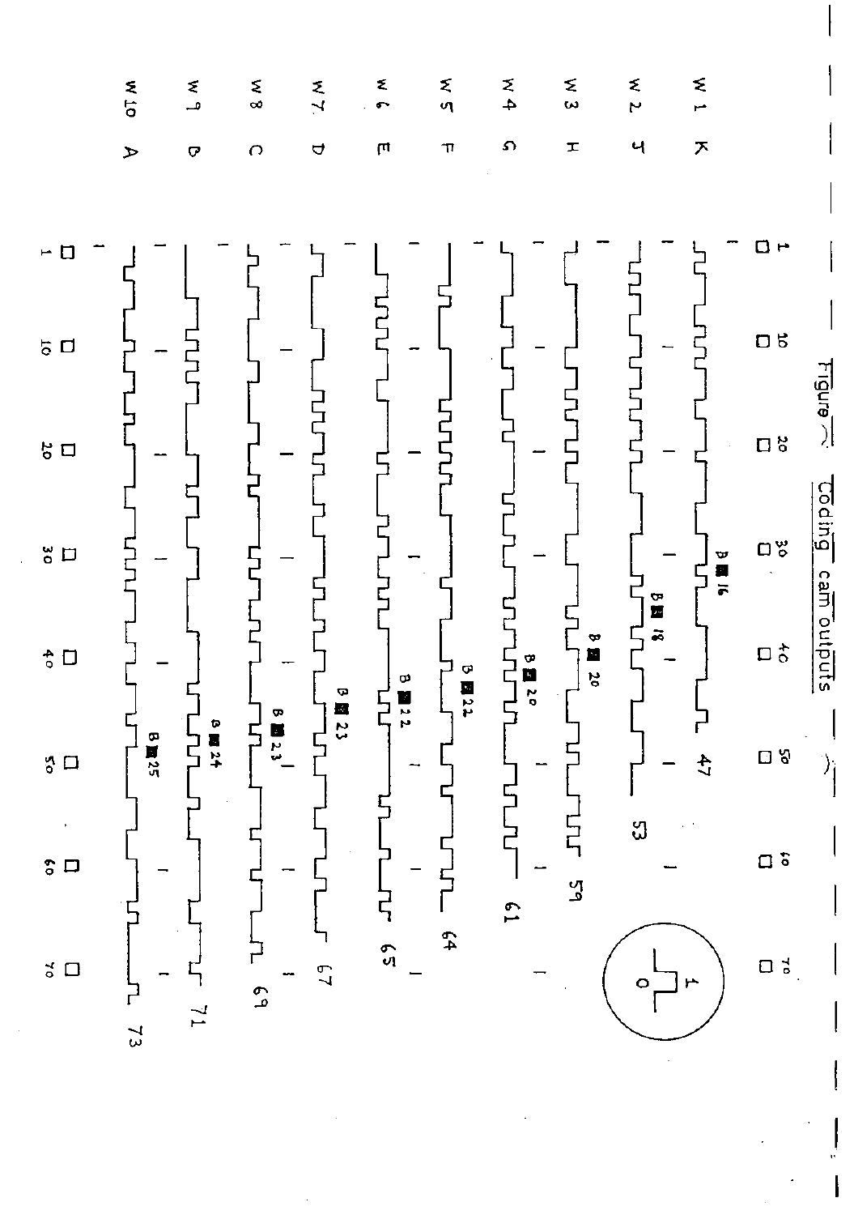Figure ~ Coding cam outputs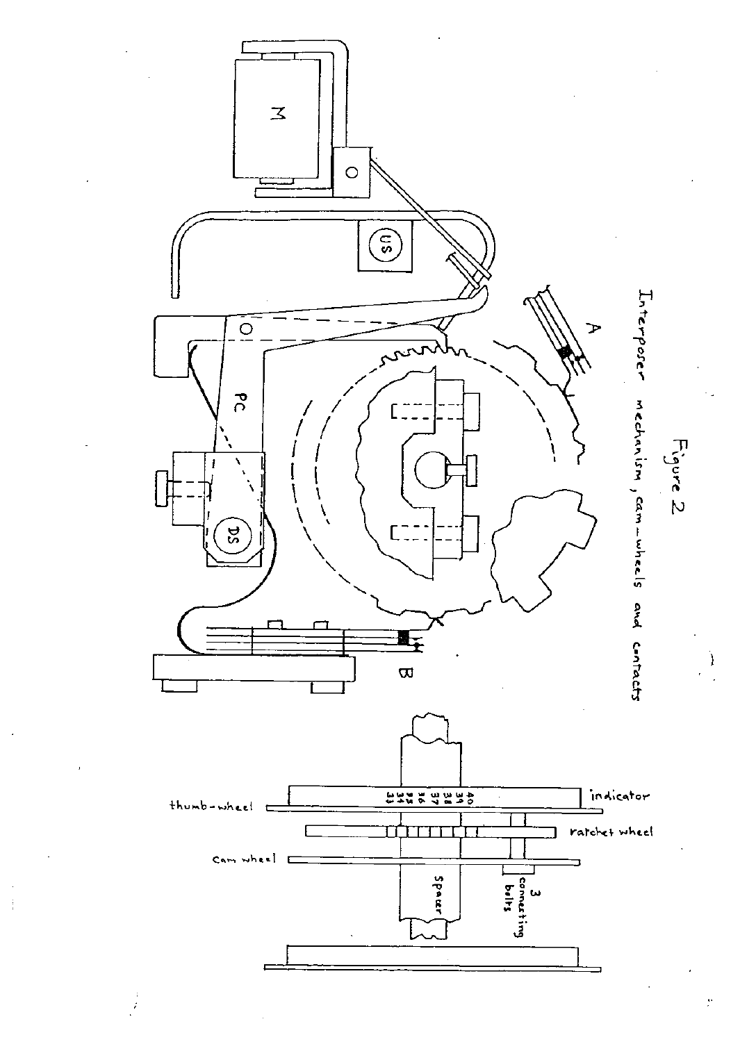Figure 2

Interposer mechanism, cam-wheels and contacts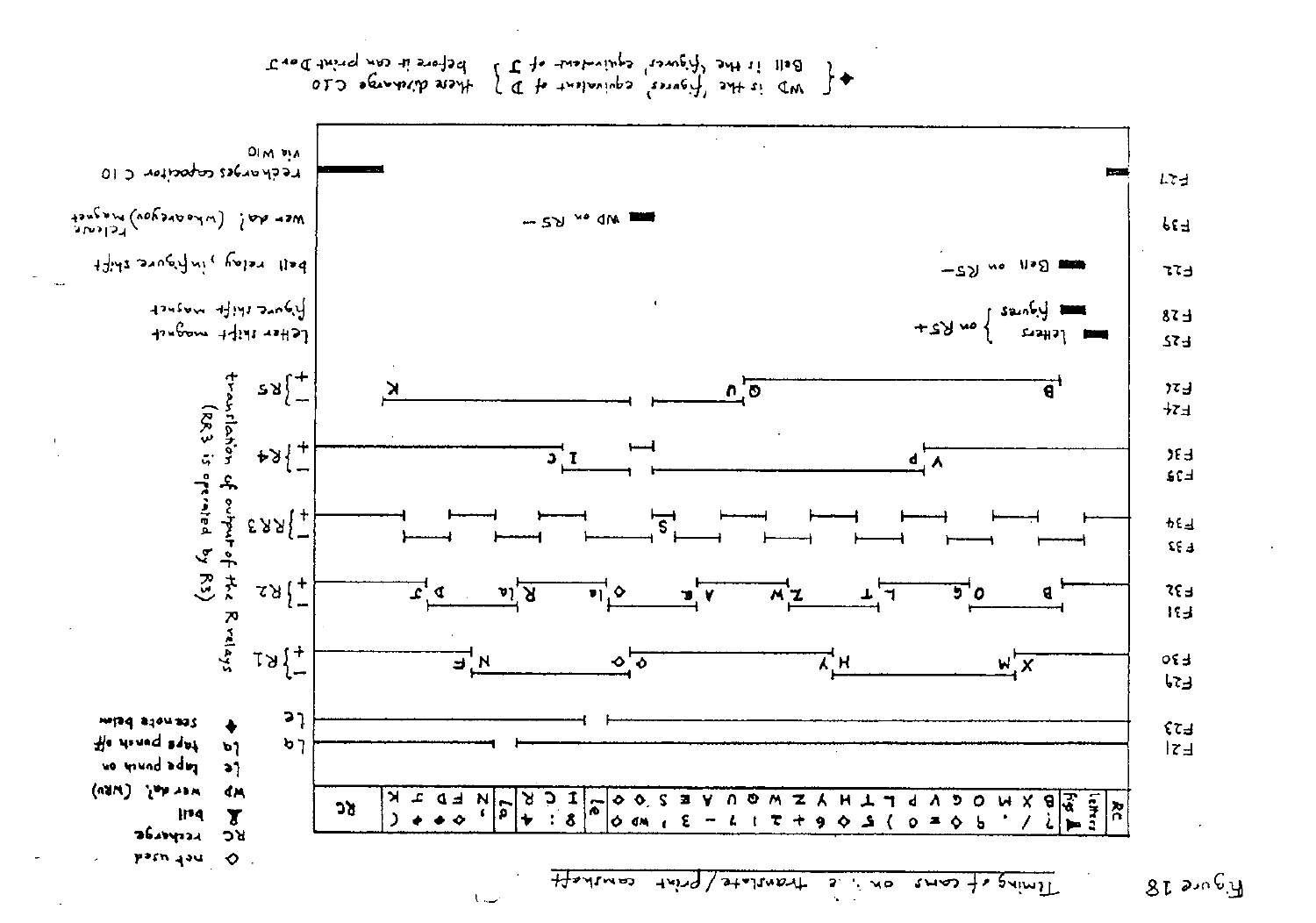**Figure 18** Timing of cams on the translate/print camshaft

| | |
|---|---|
| ◇ | not used |
| RC | recharge |
| ♈ | bell |
| WD | wer da? (WRU) |
| Le | tape punch on |
| La | tape punch off |
| ✦ | see note below |

| Cam | Function |
|---|---|
| F27 | recharges capacitor C10 via W10 |
| F39 | wer da? (whoareyou) release magnet — WD on RS− |
| F22 | bell relay, in figure shift — Bell on RS− |
| F28 | figure shift magnet — Figures on RS+ |
| F25 | letter shift magnet — Letters on RS+ |
| F26 / F24 | RS + / − |
| F36 / F35 | R4 + / − |
| F34 / F33 | RR3 + / − |
| F32 / F31 | R2 + / − |
| F30 / F29 | R1 + / − |
| F23 | Le |
| F21 | La |

R1, R2, RR3, R4, RS: translation of output of the R relays (RR3 is operated by R3)

Letters: RC, Letters, fig, B X M O G V P L T H Y Z W Q U A E S ◇ O ◇ le I C R la ◇ N F D J K, RC

Figures: ♈ ? / , 9 ◇ = 0 ) 5 ◇ 6 + 2 1 7 - 3 ' WD ◇ ◇ 8 : 4 ◇ ◇ ◇ (

✦ WD is the 'figures' equivalent of D, Bell is the 'figures' equivalent of J — these discharge C10 before it can print D or J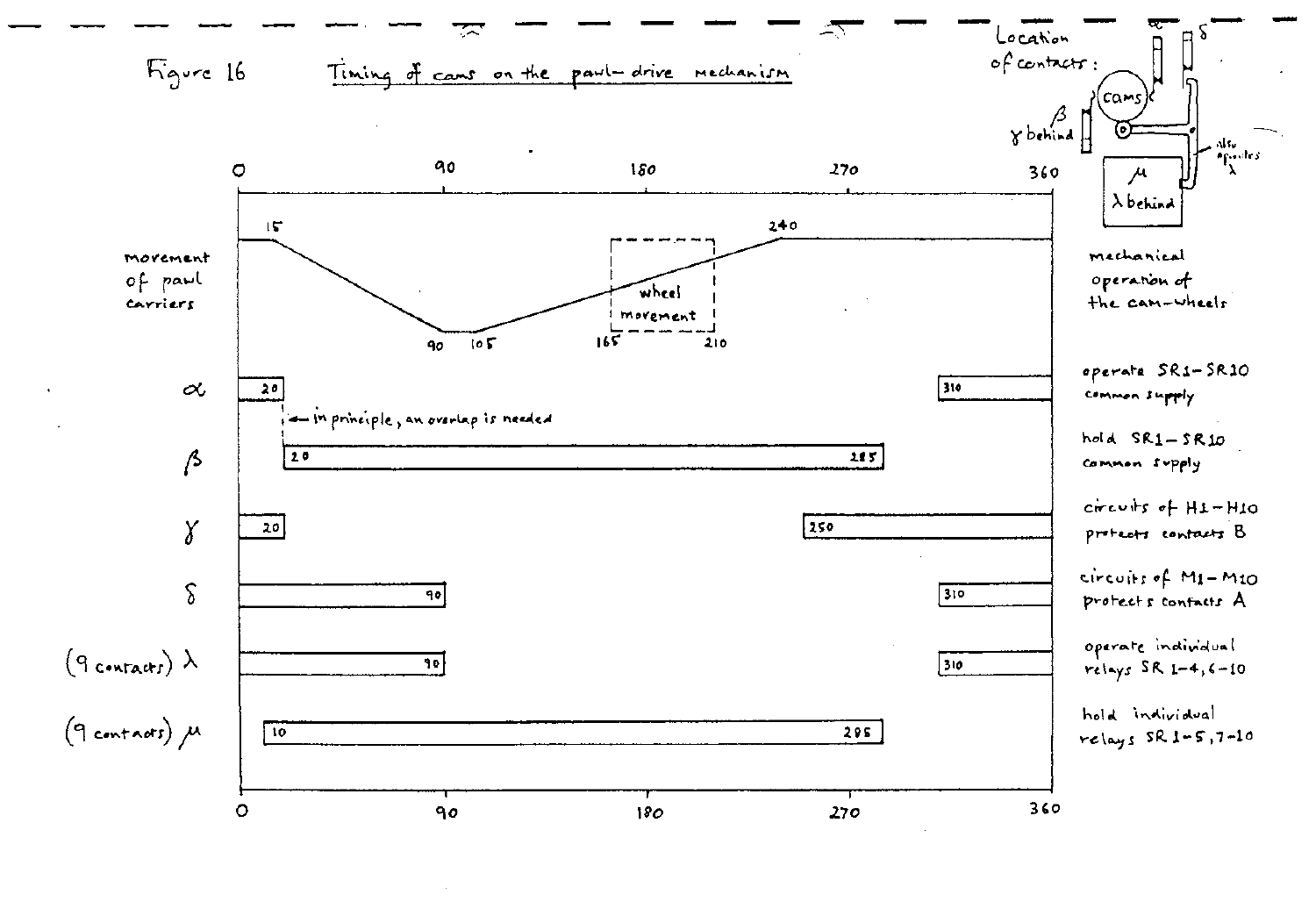Figure 16 — Timing of cams on the pawl-drive mechanism

| Cam | Function | Closed intervals (degrees) |
|---|---|---|
| movement of pawl carriers | mechanical operation of the cam-wheels | 15 → 90 (down), 90–105 (dwell), 105 → 240 (up); wheel movement 165–210 |
| $\alpha$ | operate SR1–SR10 common supply | 0–20, 310–360 |
| $\beta$ | hold SR1–SR10 common supply | 20–285 |
| $\gamma$ | circuits of H1–H10 protects contacts B | 0–20, 250–360 |
| $\delta$ | circuits of M1–M10 protects contacts A | 0–90, 310–360 |
| (9 contacts) $\lambda$ | operate individual relays SR 1-4, 6-10 | 0–90, 310–360 |
| (9 contacts) $\mu$ | hold individual relays SR 1-5, 7-10 | 10–285 |

← in principle, an overlap is needed

Location of contacts: cams; $\alpha$; $\delta$; $\beta$; $\gamma$ behind; $\mu$; $\lambda$ behind; also operates $\lambda$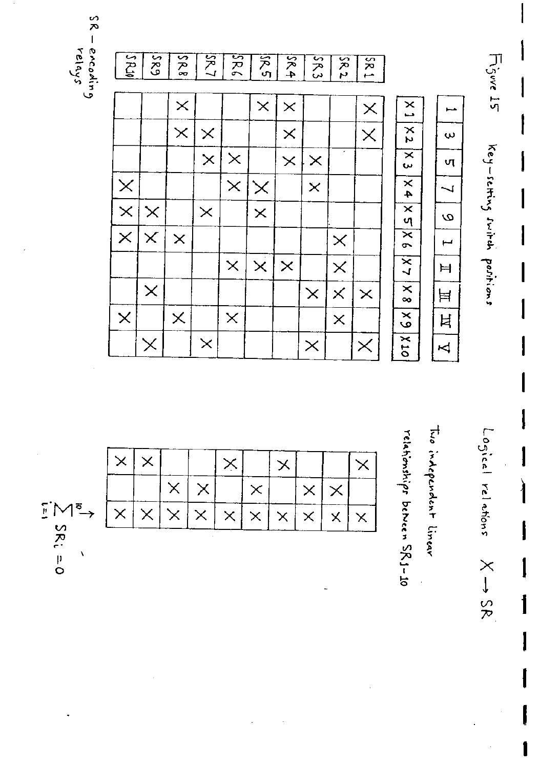# Figure 15

Key-setting switch positions

| | 1 | 3 | 5 | 7 | 9 | I | II | III | IV | V |
|---|---|---|---|---|---|---|---|---|---|---|
| | X1 | X2 | X3 | X4 | X5 | X6 | X7 | X8 | X9 | X10 |
| SR1 | X | X | | | | | | X | | X |
| SR2 | | | | | | X | X | X | X | |
| SR3 | | | X | X | | | | X | | X |
| SR4 | X | X | X | | | | X | | | |
| SR5 | X | | | X | X | | X | | | |
| SR6 | | | X | X | | | X | | X | |
| SR7 | | X | X | | X | | | | | X |
| SR8 | X | X | | | | X | | | X | |
| SR9 | | | | | X | X | | X | | X |
| SR10 | | | | X | X | X | | | X | |

SR – encoding relays

Logical relations $X \rightarrow SR$

Two independent linear relationships between SR1-10

| | | | $\sum_{i=1}^{10} SR_i = 0$ |
|---|---|---|---|
| SR1 | X | | X |
| SR2 | | X | X |
| SR3 | | X | X |
| SR4 | X | | X |
| SR5 | | X | X |
| SR6 | X | | X |
| SR7 | | X | X |
| SR8 | | X | X |
| SR9 | X | | X |
| SR10 | X | | X |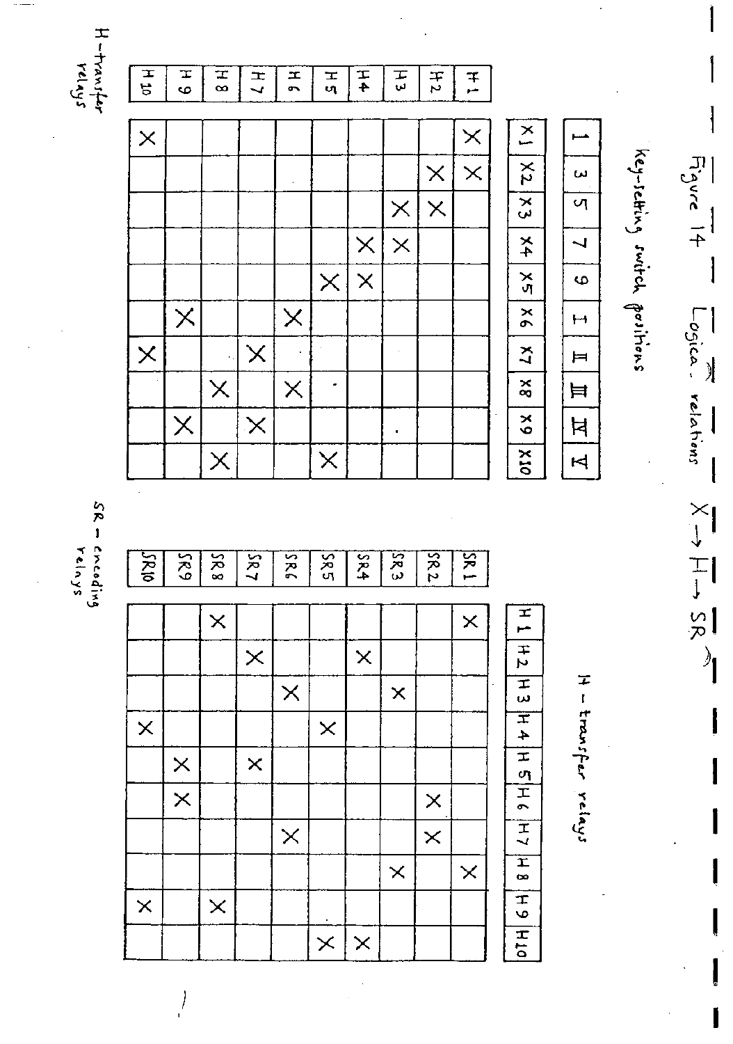# Figure 14 Logical relations X → H → SR

**Key-setting switch positions**

| H-transfer relays | 1 | 3 | 5 | 7 | 9 | I | II | III | IV | V |
|---|---|---|---|---|---|---|---|---|---|---|
| | X1 | X2 | X3 | X4 | X5 | X6 | X7 | X8 | X9 | X10 |
| H1 | X | X | | | | | | | | |
| H2 | | X | X | | | | | | | |
| H3 | | | X | X | | | | | | |
| H4 | | | | X | X | | | | | |
| H5 | | | | | X | | | | | X |
| H6 | | | | | | X | | X | | |
| H7 | | | | | | | X | | X | |
| H8 | | | | | | | | X | | X |
| H9 | | | | | | X | | | X | |
| H10 | X | | | | | | X | | | |

**H-transfer relays**

| SR-encoding relays | H1 | H2 | H3 | H4 | H5 | H6 | H7 | H8 | H9 | H10 |
|---|---|---|---|---|---|---|---|---|---|---|
| SR1 | X | | | | | | | X | | |
| SR2 | | | | | | X | X | | | |
| SR3 | | | X | | | | | X | | |
| SR4 | | X | | | | | | | | X |
| SR5 | | | | X | | | | | | X |
| SR6 | | | X | | | | X | | | |
| SR7 | | X | | | X | | | | | |
| SR8 | X | | | | | | | | X | |
| SR9 | | | | | X | X | | | | |
| SR10 | | | | X | | | | | X | |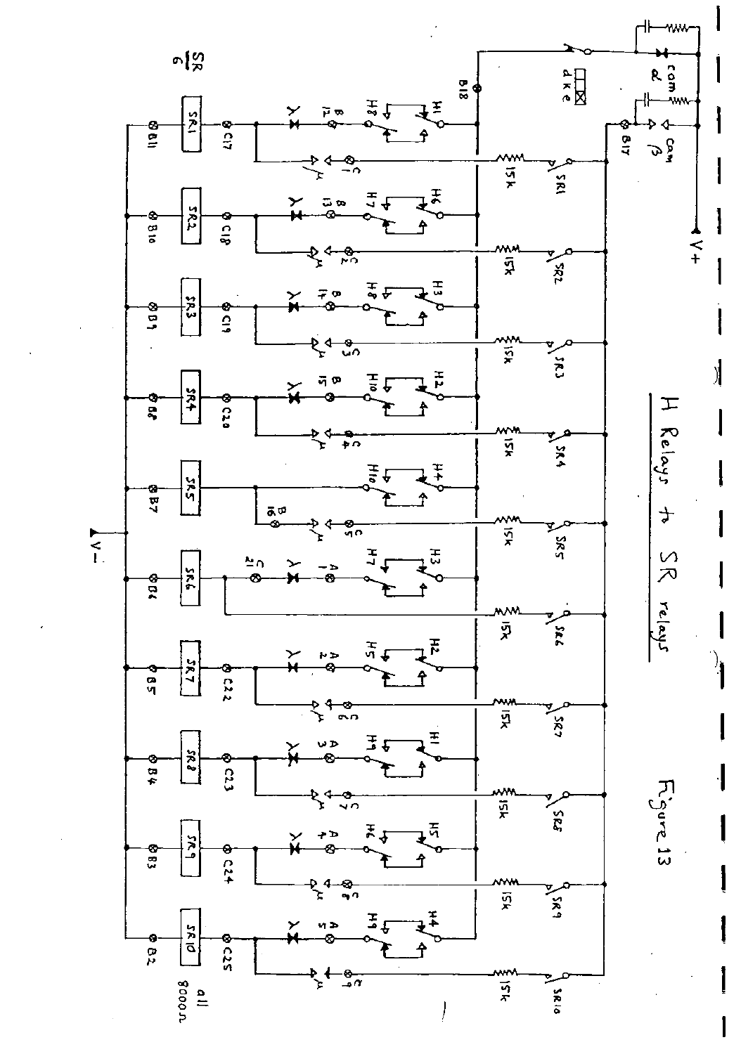Figure 13

H Relays to SR relays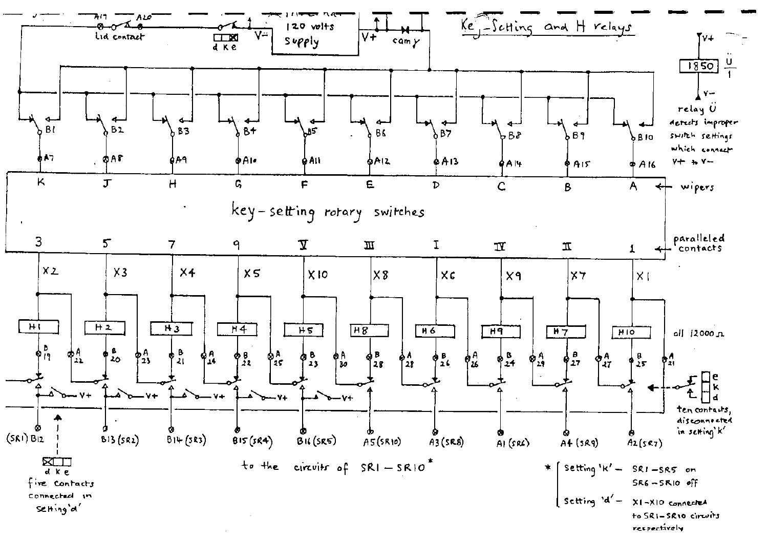# Key-Setting and H relays

A19 — A20 lid contact

d k e

V− 120 volts supply V+ cam y

1850 Ü/1

V+ V−

relay Ü detects improper switch settings which connect V+ to V−

B1 B2 B3 B4 B5 B6 B7 B8 B9 B10

A7 A8 A9 A10 A11 A12 A13 A14 A15 A16

K J H G F E D C B A ← wipers

key-setting rotary switches

3 5 7 9 V III I IV II 1 ← paralleled contacts

X2 X3 X4 X5 X10 X8 X6 X9 X7 X1

H1 H2 H3 H4 H5 H8 H6 H9 H7 H10 all 12000 Ω

B19 A22 B20 A23 B21 A24 B22 A25 B23 A30 B28 A28 B26 A26 B24 A29 B27 A27 B25 A21

V+ V+ V+ V+ V+

e k d

ten contacts, disconnected in setting 'k'

(SR1) B12 B13 (SR2) B14 (SR3) B15 (SR4) B16 (SR5) A5 (SR10) A3 (SR8) A1 (SR6) A4 (SR9) A2 (SR7)

d k e

five contacts connected in setting 'd'

to the circuits of SR1 – SR10*

* Setting 'k' – SR1 – SR5 on, SR6 – SR10 off

Setting 'd' – X1 – X10 connected to SR1 – SR10 circuits respectively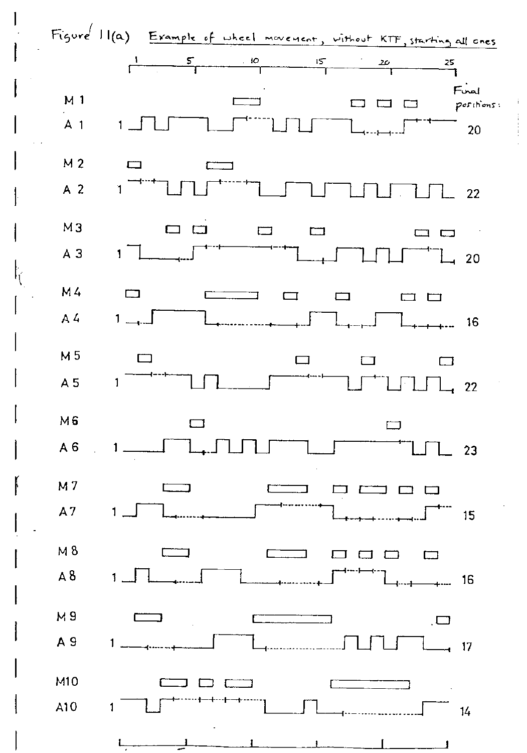Figure 11(a) Example of wheel movement, without KTF, starting all ones

1 5 10 15 20 25

Final positions:

M 1

A 1 1 20

M 2

A 2 1 22

M 3

A 3 1 20

M 4

A 4 1 16

M 5

A 5 1 22

M 6

A 6 1 23

M 7

A 7 1 15

M 8

A 8 1 16

M 9

A 9 1 17

M10

A10 1 14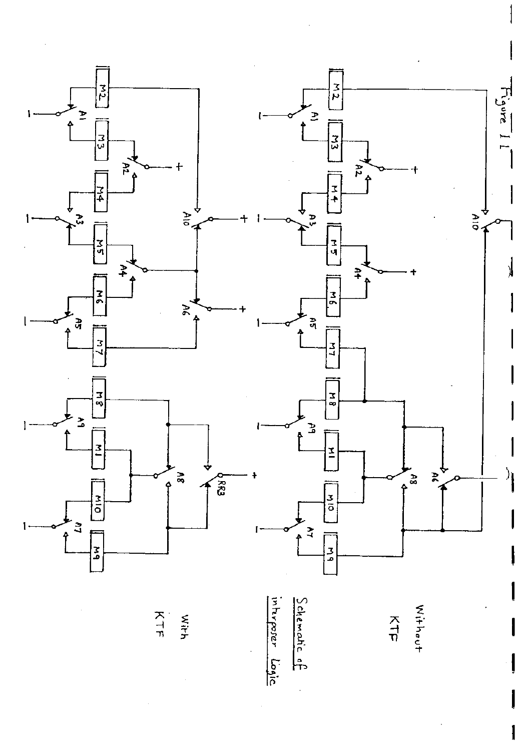Figure 11

Schematic of interposer Logic

Without KTF

With KTF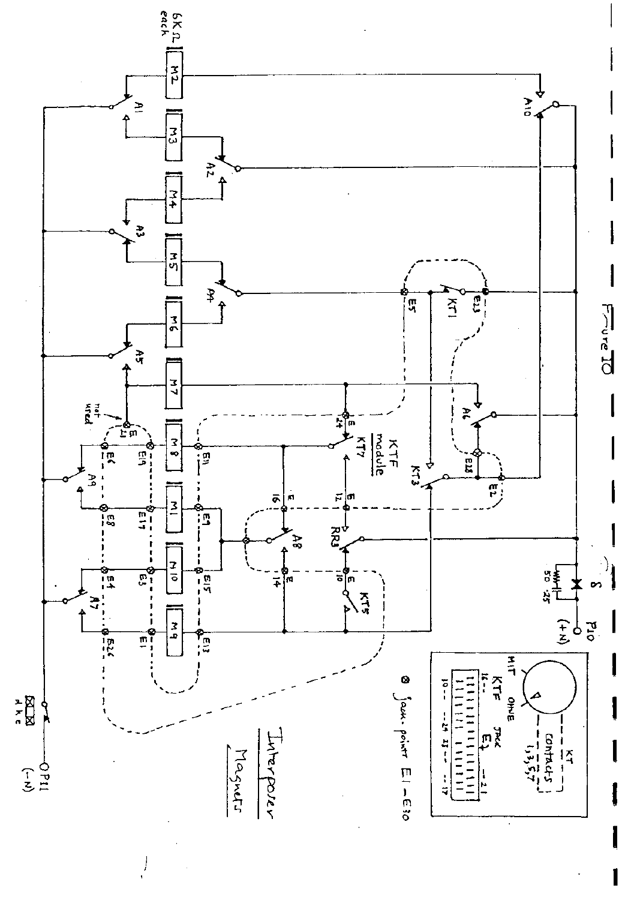Figure 10

Interposer Magnets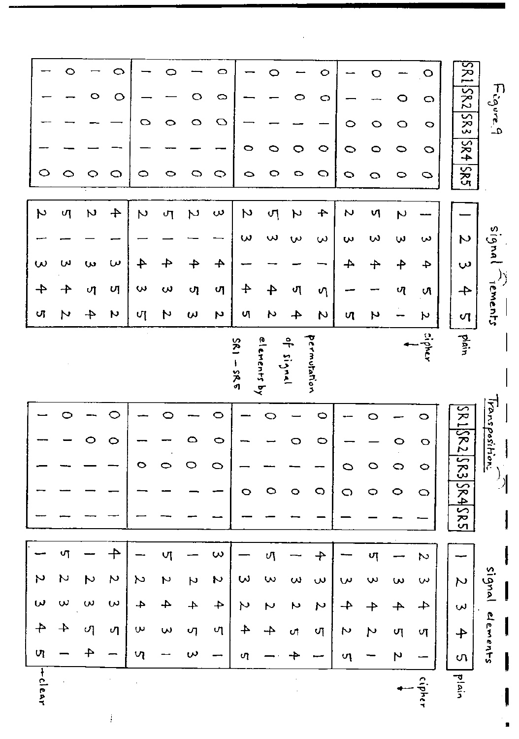# Figure 9

| SR1 | SR2 | SR3 | SR4 | SR5 | 1 | 2 | 3 | 4 | 5 |
|---|---|---|---|---|---|---|---|---|---|
| | | | | | **signal elements** | | | | |
| | | | | | plain | | | | |
| 0 | 0 | 0 | 0 | 0 | 1 | 3 | 4 | 5 | 2 |
| 1 | 0 | 0 | 0 | 0 | 2 | 3 | 4 | 5 | 1 |
| 0 | 1 | 0 | 0 | 0 | 5 | 3 | 4 | 1 | 2 |
| 1 | 1 | 0 | 0 | 0 | 2 | 3 | 4 | 1 | 5 |
| 0 | 0 | 1 | 0 | 0 | 4 | 3 | 1 | 5 | 2 |
| 1 | 0 | 1 | 0 | 0 | 2 | 3 | 1 | 5 | 4 |
| 0 | 1 | 1 | 0 | 0 | 5 | 3 | 1 | 4 | 2 |
| 1 | 1 | 1 | 0 | 0 | 2 | 3 | 1 | 4 | 5 |
| 0 | 0 | 0 | 1 | 0 | 3 | 1 | 4 | 5 | 2 |
| 1 | 0 | 0 | 1 | 0 | 2 | 1 | 4 | 5 | 3 |
| 0 | 1 | 0 | 1 | 0 | 5 | 1 | 4 | 3 | 2 |
| 1 | 1 | 0 | 1 | 0 | 2 | 1 | 4 | 3 | 5 |
| 0 | 0 | 1 | 1 | 0 | 4 | 1 | 3 | 5 | 2 |
| 1 | 0 | 1 | 1 | 0 | 2 | 1 | 3 | 5 | 4 |
| 0 | 1 | 1 | 1 | 0 | 5 | 1 | 3 | 4 | 2 |
| 1 | 1 | 1 | 1 | 0 | 2 | 1 | 3 | 4 | 5 |

← cipher

permutation of signal elements by SR1 – SR5

**Transposition:**

| SR1 | SR2 | SR3 | SR4 | SR5 | 1 | 2 | 3 | 4 | 5 |
|---|---|---|---|---|---|---|---|---|---|
| | | | | | **signal elements** | | | | |
| | | | | | plain | | | | |
| 0 | 0 | 0 | 0 | 1 | 2 | 3 | 4 | 5 | 1 |
| 1 | 0 | 0 | 0 | 1 | 1 | 3 | 4 | 5 | 2 |
| 0 | 1 | 0 | 0 | 1 | 5 | 3 | 4 | 2 | 1 |
| 1 | 1 | 0 | 0 | 1 | 1 | 3 | 4 | 2 | 5 |
| 0 | 0 | 1 | 0 | 1 | 4 | 3 | 2 | 5 | 1 |
| 1 | 0 | 1 | 0 | 1 | 1 | 3 | 2 | 5 | 4 |
| 0 | 1 | 1 | 0 | 1 | 5 | 3 | 2 | 4 | 1 |
| 1 | 1 | 1 | 0 | 1 | 1 | 3 | 2 | 4 | 5 |
| 0 | 0 | 0 | 1 | 1 | 3 | 2 | 4 | 5 | 1 |
| 1 | 0 | 0 | 1 | 1 | 1 | 2 | 4 | 5 | 3 |
| 0 | 1 | 0 | 1 | 1 | 5 | 2 | 4 | 3 | 1 |
| 1 | 1 | 0 | 1 | 1 | 1 | 2 | 4 | 3 | 5 |
| 0 | 0 | 1 | 1 | 1 | 4 | 2 | 3 | 5 | 1 |
| 1 | 0 | 1 | 1 | 1 | 1 | 2 | 3 | 5 | 4 |
| 0 | 1 | 1 | 1 | 1 | 5 | 2 | 3 | 4 | 1 |
| 1 | 1 | 1 | 1 | 1 | 1 | 2 | 3 | 4 | 5 |

← cipher

← clear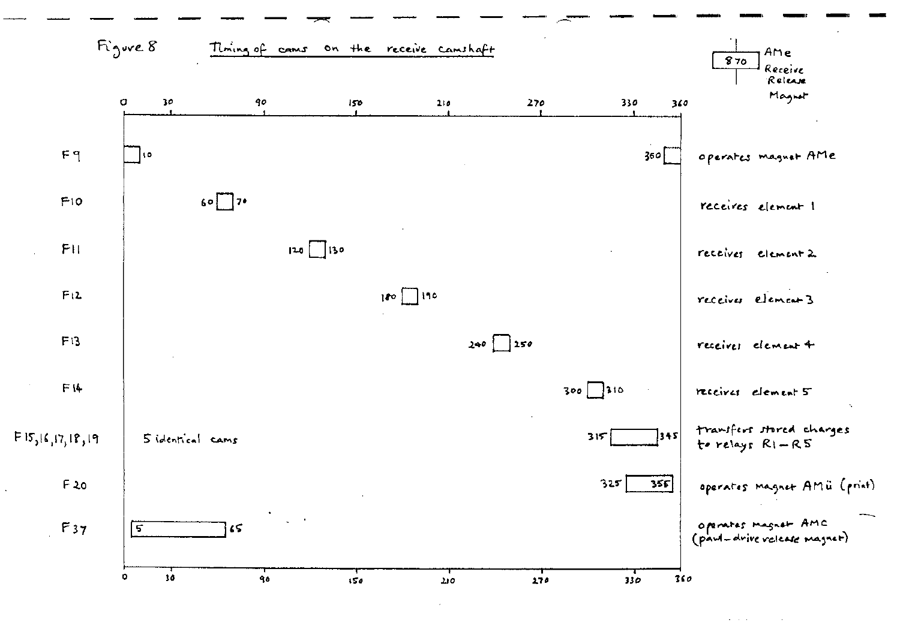Figure 8 &nbsp;&nbsp;&nbsp; Timing of cams on the receive camshaft

| Cam | Timing (degrees) | Function |
|---|---|---|
| F9 | 350 – 10 | operates magnet AMe |
| F10 | 60 – 70 | receives element 1 |
| F11 | 120 – 130 | receives element 2 |
| F12 | 180 – 190 | receives element 3 |
| F13 | 240 – 250 | receives element 4 |
| F14 | 300 – 310 | receives element 5 |
| F15, 16, 17, 18, 19 (5 identical cams) | 315 – 345 | transfers stored charges to relays R1 – R5 |
| F20 | 325 – 355 | operates magnet AMü (print) |
| F37 | 5 – 65 | operates magnet AMC (pawl-drive release magnet) |

Scale: 0, 30, 90, 150, 210, 270, 330, 360

870 — AMe Receive Release Magnet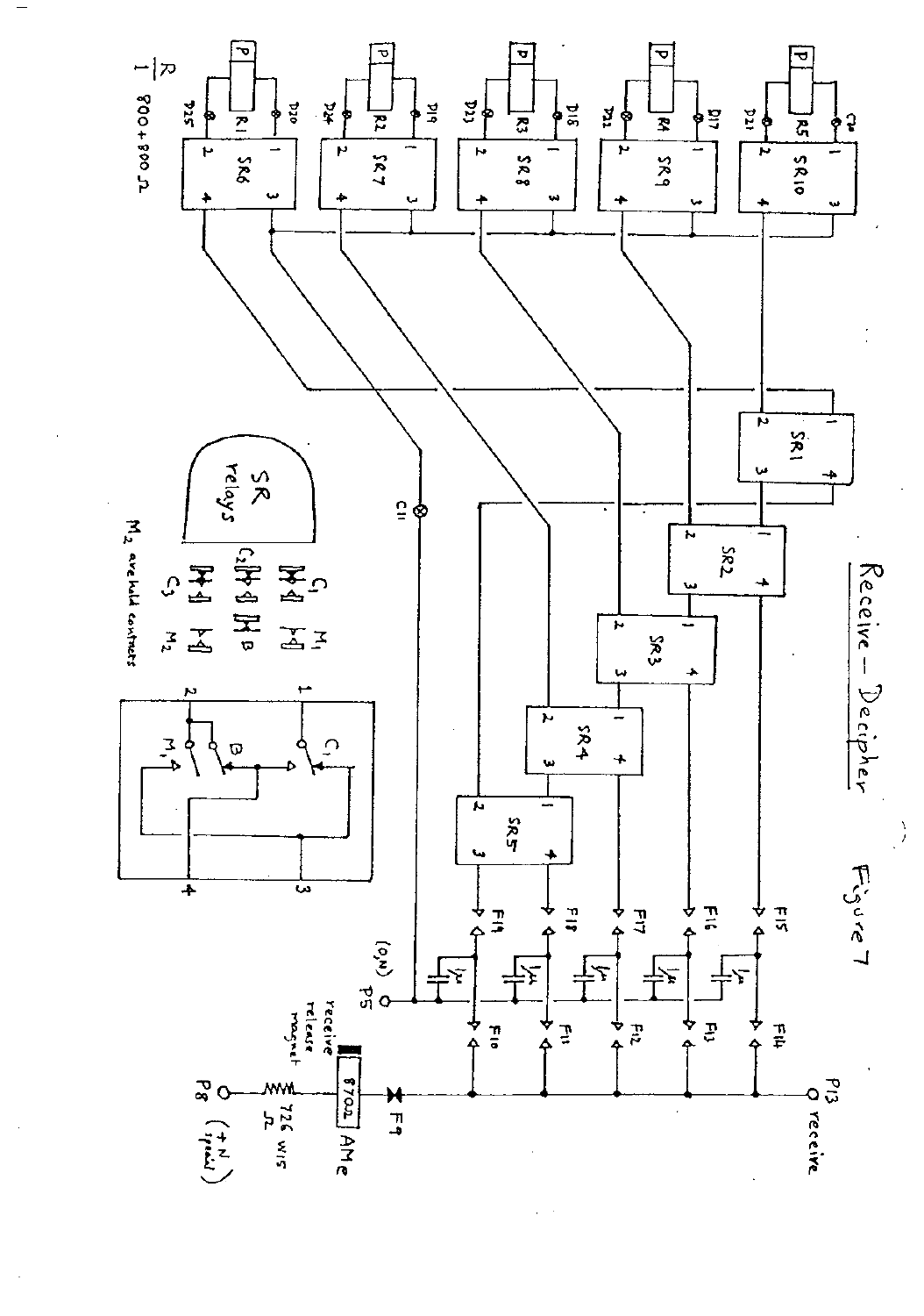# Receive – Decipher

Figure 7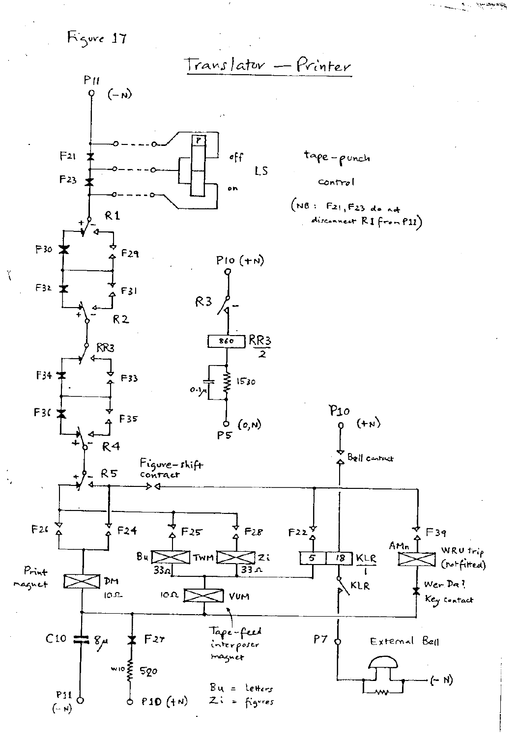Figure 17

# Translator — Printer

P11 (−N)

F21

F23

off

LS

on

tape-punch control

(NB: F21, F23 do not disconnect R1 from P11)

R1

F30 F29

F32 F31

R2

RR3

F34 F33

F36 F35

R4

P10 (+N)

R3

860 RR3/2

0.1μ 1530

P5 (0,N)

P10 (+N)

Bell contact

R5

Figure-shift contact

F26 F24 F25 F28 F22 F39

Bu TWM Zi

33Ω 33Ω

5 18 KLR/1

AMn WRU trip (not fitted)

Print magnet DM 10Ω

10Ω VUM

KLR

Wer Da? Key contact

Tape-feed interposer magnet

C10 8μ

F27

W10 520

P11 (−N)

P10 (+N)

P7

External Bell

(−N)

Bu = Letters

Zi = figures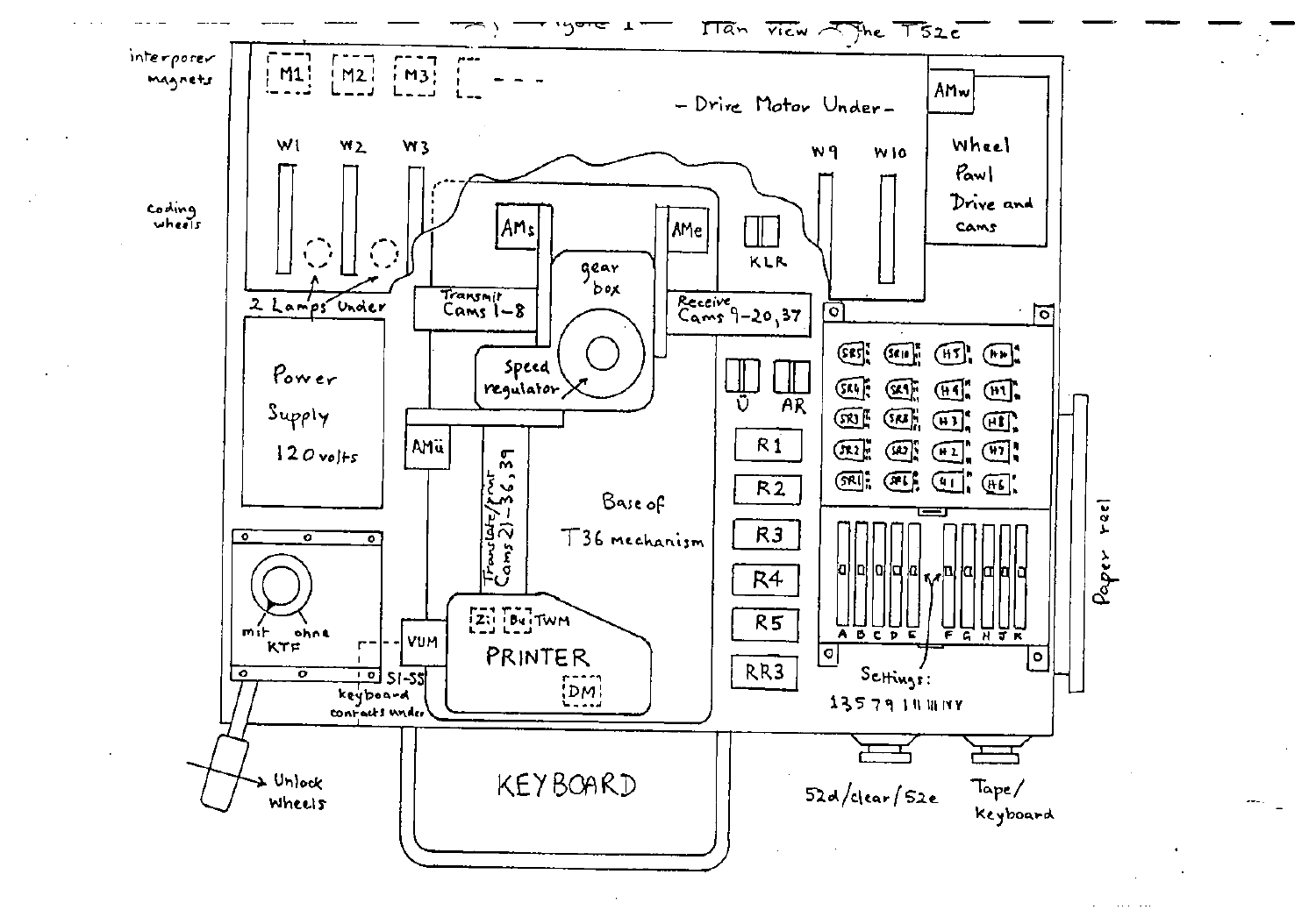Figure 1 — Plan view of the T52e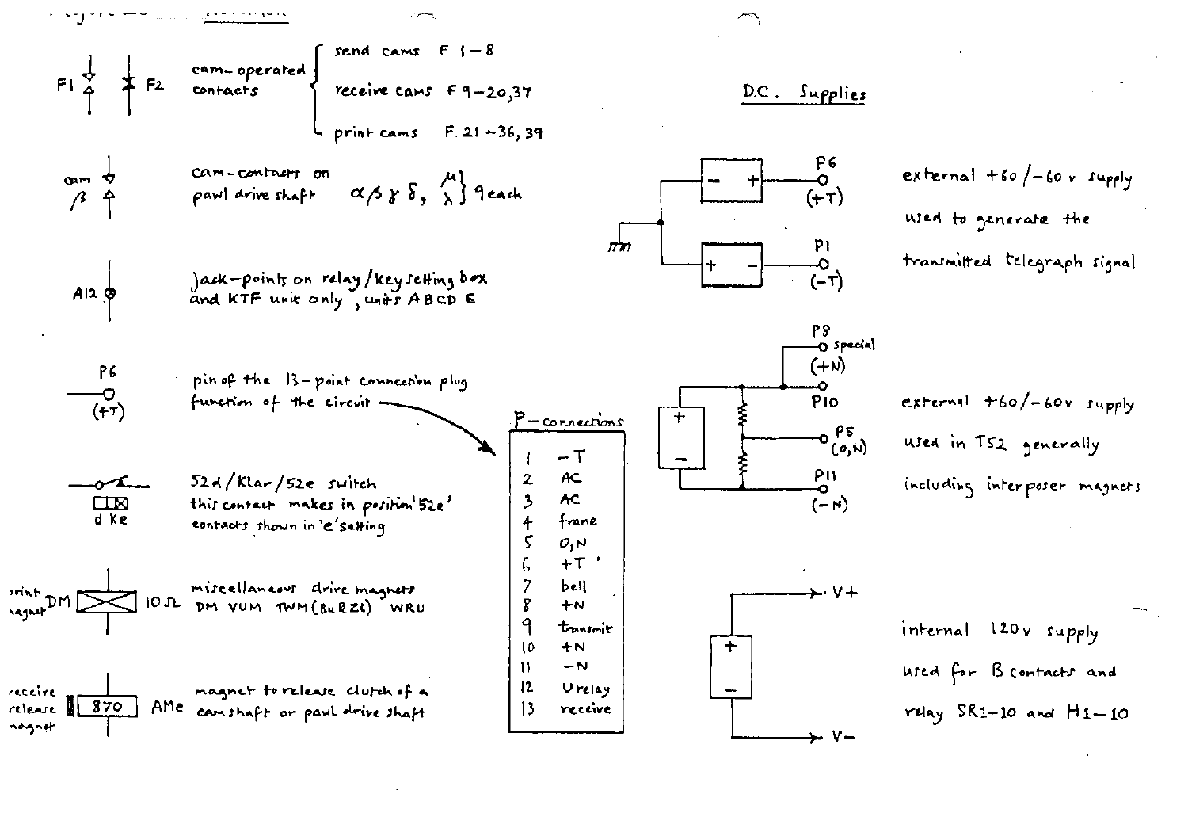F1, F2 — cam-operated contacts:
- send cams F 1–8
- receive cams F 9–20, 37
- print cams F 21–36, 39

cam β — cam-contacts on pawl drive shaft α, β, γ, δ, μ, λ — 9 each

A12 — jack-points on relay/key setting box and KTF unit only, units A B C D E

P6 (+T) — pin of the 13-point connection plug; function of the circuit

52d/Klar/52e switch (d Ke) — this contact makes in position '52e'; contacts shown in 'e' setting

print magnet DM 10Ω — miscellaneous drive magnets DM VUM TWM (BuRZI) WRU

receive release magnet 870 AMe — magnet to release clutch of a camshaft or pawl drive shaft

| P-connections | |
|---|---|
| 1 | −T |
| 2 | AC |
| 3 | AC |
| 4 | frame |
| 5 | 0,N |
| 6 | +T |
| 7 | bell |
| 8 | +N |
| 9 | transmit |
| 10 | +N |
| 11 | −N |
| 12 | U relay |
| 13 | receive |

## D.C. Supplies

P6 (+T), P1 (−T) — external +60/−60 v supply used to generate the transmitted telegraph signal

P8 special (+N), P10, P5 (0,N), P11 (−N) — external +60/−60v supply used in T52 generally including interposer magnets

V+, V− — internal 120v supply used for B contacts and relay SR1–10 and H1–10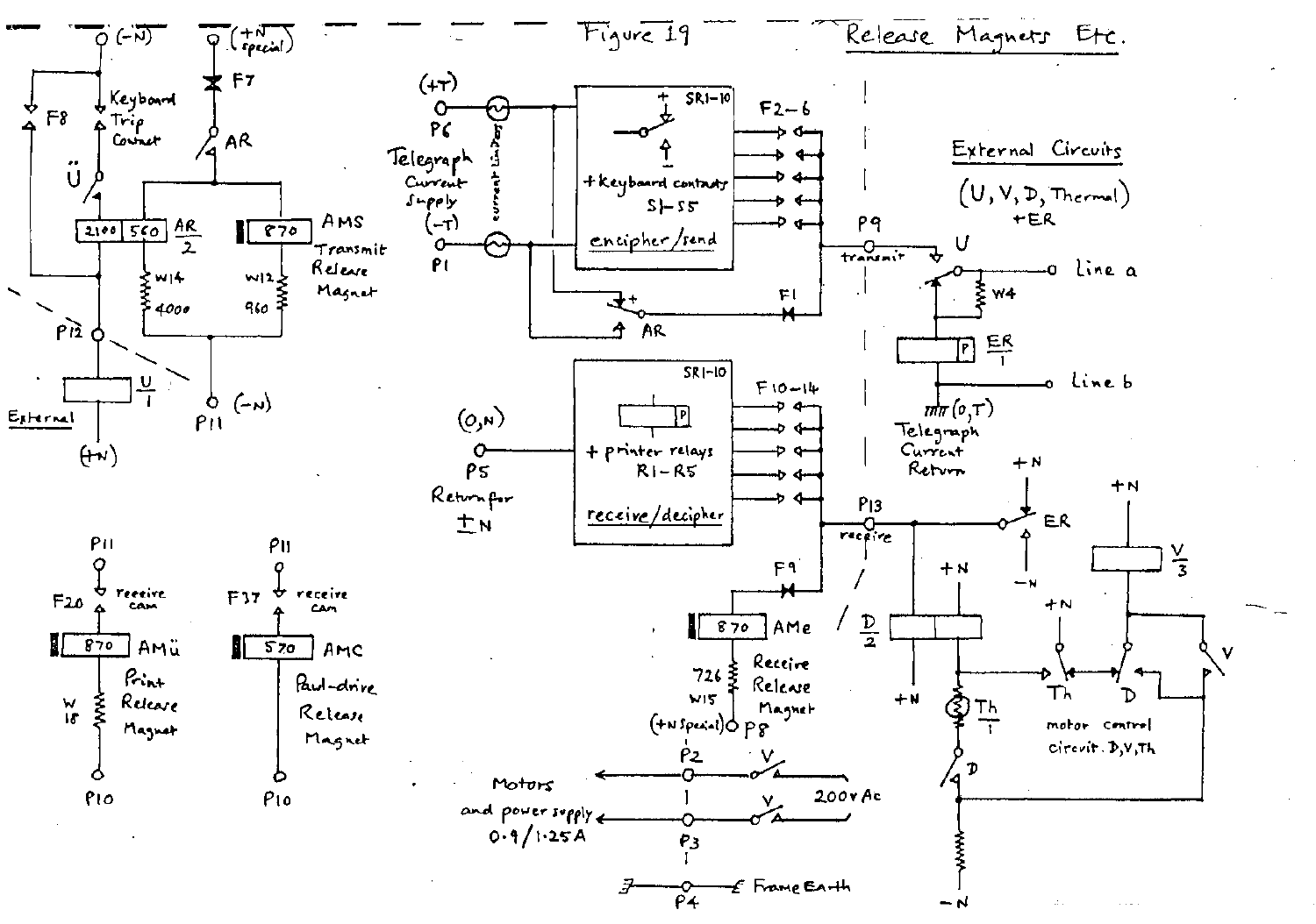# Figure 19 — Release Magnets Etc.

(−N) (+N special)

F8 · Keyboard Trip Contact · F7

Ü · AR

2100 · 560 · AR/2 · 870 · AMS Transmit Release Magnet

W14 4000 · W12 960

P12 · U/1 · External · (+N) · P11 (−N)

(+T) P6 · Telegraph Current Supply · (−T) P1 · current limiters

SR1-10 · + keyboard contacts S1–S5 · encipher/send · F2–6

AR · F1 · P9 transmit

External Circuits (U, V, D, Thermal) +ER

U · W4 · line a · ER/1 · line b · (0,T) Telegraph Current Return

(0,N) P5 Return for ±N

SR1-10 · + printer relays R1–R5 · receive/decipher · F10–14

P13 receive · +N · ER · −N

F9 · 870 AMe Receive Release Magnet · 726 W15 · (+N Special) P8

D/2 · +N · Th/1 · D · V/3 · +N · Th · D · V · motor control circuit. D, V, Th · −N

P11 · F20 receive cam · 870 AMü Print Release Magnet · W18 · P10

P11 · F37 receive cam · 570 AMC Pawl-drive Release Magnet · P10

Motors and power supply 0·9/1·25A · P2 · V · P3 · V · 200v AC

P4 · Frame Earth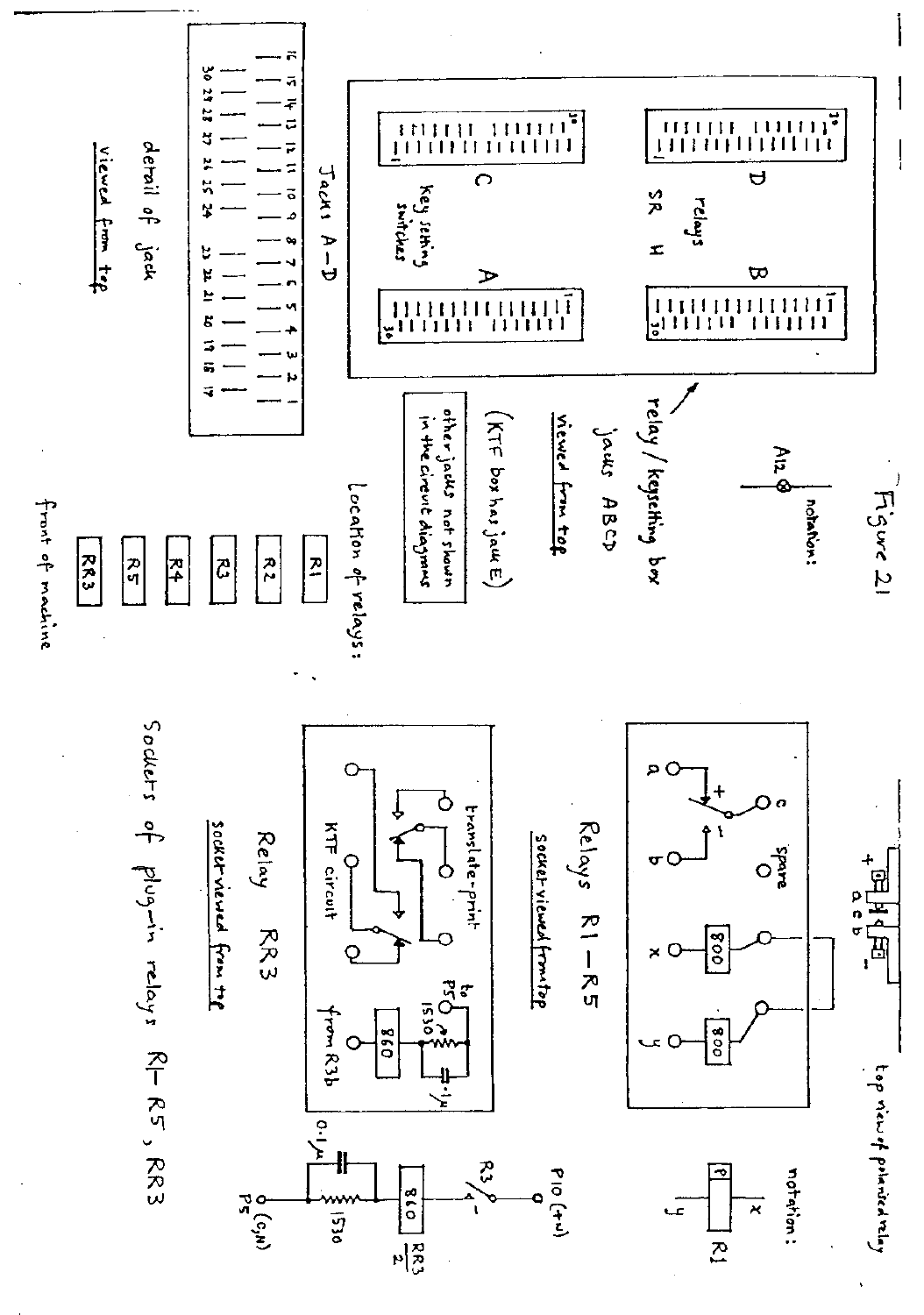Figure 21

notation:

A12

relay / keysetting box

Jacks ABCD

viewed from top

D

relays

SR H

B

C

key setting switches

A

(KTF box has jack E)

other jacks not shown in the circuit diagrams

Jacks A–D

16 15 14 13 12 11 10 9 8 7 6 5 4 3 2 1

30 29 28 27 26 25 24 23 22 21 20 19 18 17

detail of jack

viewed from top

Location of relays:

R1

R2

R3

R4

R5

RR3

front of machine

top view of polarized relay

\+ a c b −

Relays R1 – R5

socket viewed from top

a

b

c

spare

x

y

800

800

notation:

P

x

y

R1

Relay RR3

socket viewed from top

translate-print

KTF circuit

to P5

1530

·1μ

860

from R3b

P10 (+v)

R3

860

RR3/2

0·1μ

1530

P5 (GN)

Sockets of plug-in relays R1 – R5, RR3